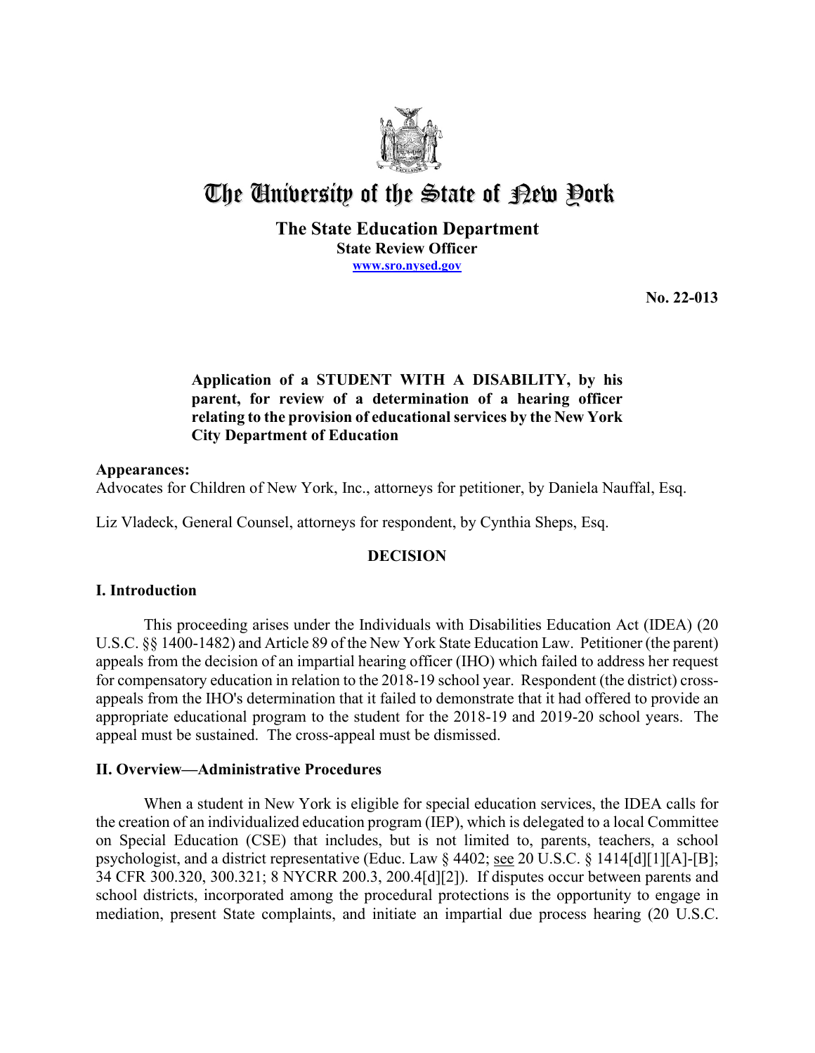# The University of the State of New York

**The State Education Department**
**State Review Officer**
**www.sro.nysed.gov**

**No. 22-013**

**Application of a STUDENT WITH A DISABILITY, by his parent, for review of a determination of a hearing officer relating to the provision of educational services by the New York City Department of Education**

**Appearances:**
Advocates for Children of New York, Inc., attorneys for petitioner, by Daniela Nauffal, Esq.

Liz Vladeck, General Counsel, attorneys for respondent, by Cynthia Sheps, Esq.

## DECISION

### I. Introduction

This proceeding arises under the Individuals with Disabilities Education Act (IDEA) (20 U.S.C. §§ 1400-1482) and Article 89 of the New York State Education Law. Petitioner (the parent) appeals from the decision of an impartial hearing officer (IHO) which failed to address her request for compensatory education in relation to the 2018-19 school year. Respondent (the district) cross-appeals from the IHO's determination that it failed to demonstrate that it had offered to provide an appropriate educational program to the student for the 2018-19 and 2019-20 school years. The appeal must be sustained. The cross-appeal must be dismissed.

### II. Overview—Administrative Procedures

When a student in New York is eligible for special education services, the IDEA calls for the creation of an individualized education program (IEP), which is delegated to a local Committee on Special Education (CSE) that includes, but is not limited to, parents, teachers, a school psychologist, and a district representative (Educ. Law § 4402; see 20 U.S.C. § 1414[d][1][A]-[B]; 34 CFR 300.320, 300.321; 8 NYCRR 200.3, 200.4[d][2]). If disputes occur between parents and school districts, incorporated among the procedural protections is the opportunity to engage in mediation, present State complaints, and initiate an impartial due process hearing (20 U.S.C.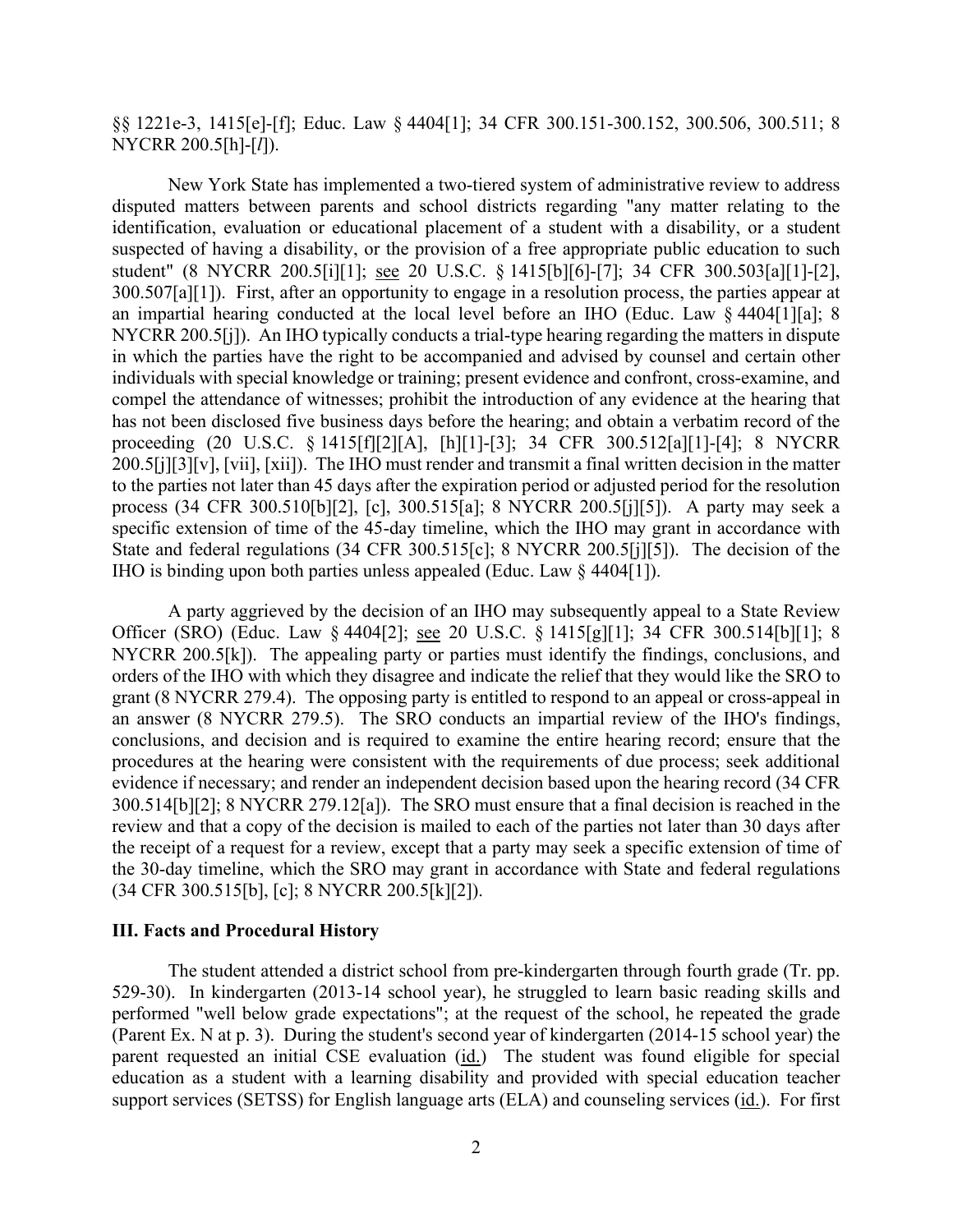§§ 1221e-3, 1415[e]-[f]; Educ. Law § 4404[1]; 34 CFR 300.151-300.152, 300.506, 300.511; 8 NYCRR 200.5[h]-[*l*]).

New York State has implemented a two-tiered system of administrative review to address disputed matters between parents and school districts regarding "any matter relating to the identification, evaluation or educational placement of a student with a disability, or a student suspected of having a disability, or the provision of a free appropriate public education to such student" (8 NYCRR 200.5[i][1]; see 20 U.S.C. § 1415[b][6]-[7]; 34 CFR 300.503[a][1]-[2], 300.507[a][1]). First, after an opportunity to engage in a resolution process, the parties appear at an impartial hearing conducted at the local level before an IHO (Educ. Law § 4404[1][a]; 8 NYCRR 200.5[j]). An IHO typically conducts a trial-type hearing regarding the matters in dispute in which the parties have the right to be accompanied and advised by counsel and certain other individuals with special knowledge or training; present evidence and confront, cross-examine, and compel the attendance of witnesses; prohibit the introduction of any evidence at the hearing that has not been disclosed five business days before the hearing; and obtain a verbatim record of the proceeding (20 U.S.C. § 1415[f][2][A], [h][1]-[3]; 34 CFR 300.512[a][1]-[4]; 8 NYCRR 200.5[j][3][v], [vii], [xii]). The IHO must render and transmit a final written decision in the matter to the parties not later than 45 days after the expiration period or adjusted period for the resolution process (34 CFR 300.510[b][2], [c], 300.515[a]; 8 NYCRR 200.5[j][5]). A party may seek a specific extension of time of the 45-day timeline, which the IHO may grant in accordance with State and federal regulations (34 CFR 300.515[c]; 8 NYCRR 200.5[j][5]). The decision of the IHO is binding upon both parties unless appealed (Educ. Law § 4404[1]).

A party aggrieved by the decision of an IHO may subsequently appeal to a State Review Officer (SRO) (Educ. Law § 4404[2]; see 20 U.S.C. § 1415[g][1]; 34 CFR 300.514[b][1]; 8 NYCRR 200.5[k]). The appealing party or parties must identify the findings, conclusions, and orders of the IHO with which they disagree and indicate the relief that they would like the SRO to grant (8 NYCRR 279.4). The opposing party is entitled to respond to an appeal or cross-appeal in an answer (8 NYCRR 279.5). The SRO conducts an impartial review of the IHO's findings, conclusions, and decision and is required to examine the entire hearing record; ensure that the procedures at the hearing were consistent with the requirements of due process; seek additional evidence if necessary; and render an independent decision based upon the hearing record (34 CFR 300.514[b][2]; 8 NYCRR 279.12[a]). The SRO must ensure that a final decision is reached in the review and that a copy of the decision is mailed to each of the parties not later than 30 days after the receipt of a request for a review, except that a party may seek a specific extension of time of the 30-day timeline, which the SRO may grant in accordance with State and federal regulations (34 CFR 300.515[b], [c]; 8 NYCRR 200.5[k][2]).

### III. Facts and Procedural History

The student attended a district school from pre-kindergarten through fourth grade (Tr. pp. 529-30). In kindergarten (2013-14 school year), he struggled to learn basic reading skills and performed "well below grade expectations"; at the request of the school, he repeated the grade (Parent Ex. N at p. 3). During the student's second year of kindergarten (2014-15 school year) the parent requested an initial CSE evaluation (id.) The student was found eligible for special education as a student with a learning disability and provided with special education teacher support services (SETSS) for English language arts (ELA) and counseling services (id.). For first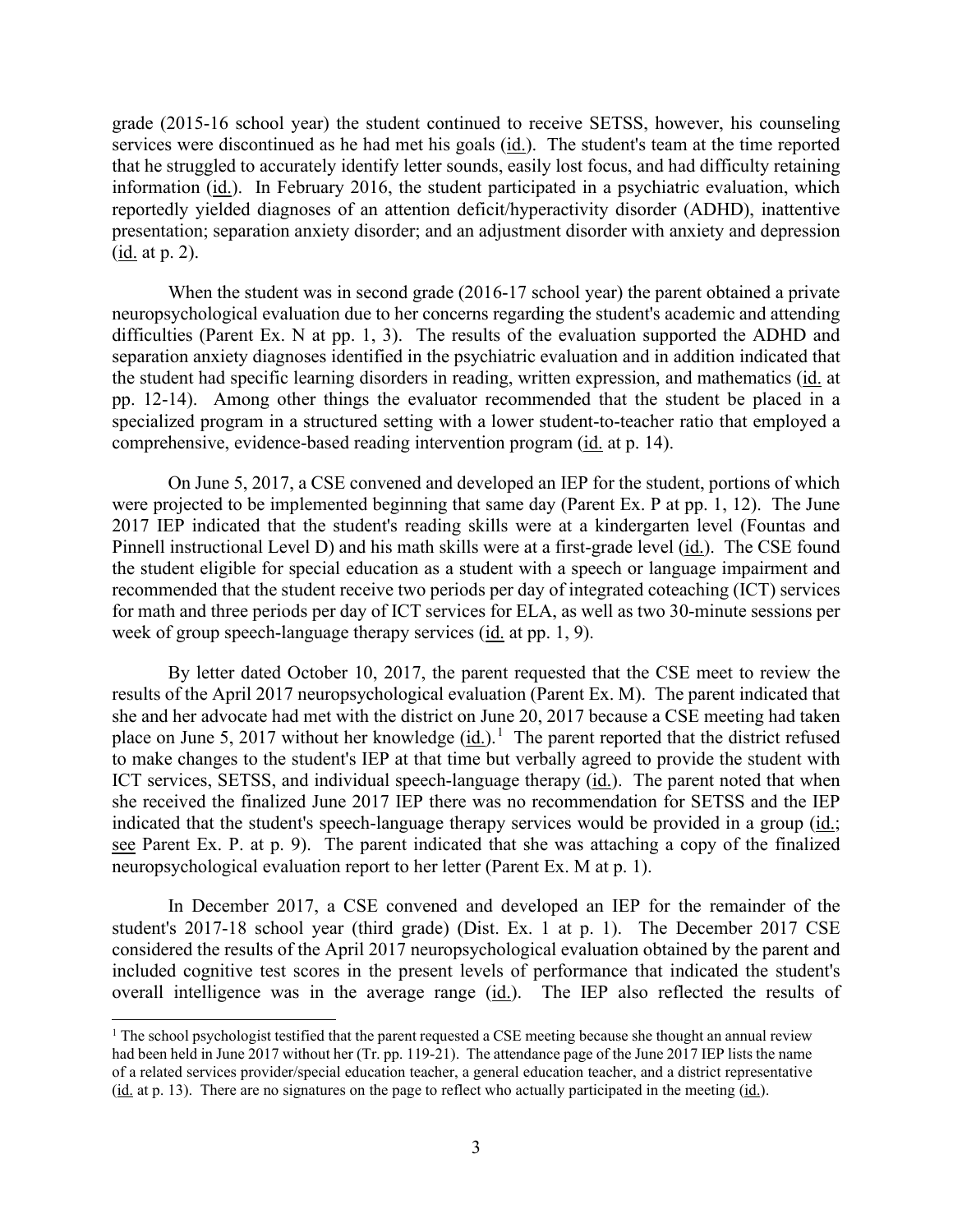grade (2015-16 school year) the student continued to receive SETSS, however, his counseling services were discontinued as he had met his goals (id.). The student's team at the time reported that he struggled to accurately identify letter sounds, easily lost focus, and had difficulty retaining information (id.). In February 2016, the student participated in a psychiatric evaluation, which reportedly yielded diagnoses of an attention deficit/hyperactivity disorder (ADHD), inattentive presentation; separation anxiety disorder; and an adjustment disorder with anxiety and depression (id. at p. 2).

When the student was in second grade (2016-17 school year) the parent obtained a private neuropsychological evaluation due to her concerns regarding the student's academic and attending difficulties (Parent Ex. N at pp. 1, 3). The results of the evaluation supported the ADHD and separation anxiety diagnoses identified in the psychiatric evaluation and in addition indicated that the student had specific learning disorders in reading, written expression, and mathematics (id. at pp. 12-14). Among other things the evaluator recommended that the student be placed in a specialized program in a structured setting with a lower student-to-teacher ratio that employed a comprehensive, evidence-based reading intervention program (id. at p. 14).

On June 5, 2017, a CSE convened and developed an IEP for the student, portions of which were projected to be implemented beginning that same day (Parent Ex. P at pp. 1, 12). The June 2017 IEP indicated that the student's reading skills were at a kindergarten level (Fountas and Pinnell instructional Level D) and his math skills were at a first-grade level (id.). The CSE found the student eligible for special education as a student with a speech or language impairment and recommended that the student receive two periods per day of integrated coteaching (ICT) services for math and three periods per day of ICT services for ELA, as well as two 30-minute sessions per week of group speech-language therapy services (id. at pp. 1, 9).

By letter dated October 10, 2017, the parent requested that the CSE meet to review the results of the April 2017 neuropsychological evaluation (Parent Ex. M). The parent indicated that she and her advocate had met with the district on June 20, 2017 because a CSE meeting had taken place on June 5, 2017 without her knowledge (id.).[1] The parent reported that the district refused to make changes to the student's IEP at that time but verbally agreed to provide the student with ICT services, SETSS, and individual speech-language therapy (id.). The parent noted that when she received the finalized June 2017 IEP there was no recommendation for SETSS and the IEP indicated that the student's speech-language therapy services would be provided in a group (id.; see Parent Ex. P. at p. 9). The parent indicated that she was attaching a copy of the finalized neuropsychological evaluation report to her letter (Parent Ex. M at p. 1).

In December 2017, a CSE convened and developed an IEP for the remainder of the student's 2017-18 school year (third grade) (Dist. Ex. 1 at p. 1). The December 2017 CSE considered the results of the April 2017 neuropsychological evaluation obtained by the parent and included cognitive test scores in the present levels of performance that indicated the student's overall intelligence was in the average range (id.). The IEP also reflected the results of

---

[1] The school psychologist testified that the parent requested a CSE meeting because she thought an annual review had been held in June 2017 without her (Tr. pp. 119-21). The attendance page of the June 2017 IEP lists the name of a related services provider/special education teacher, a general education teacher, and a district representative (id. at p. 13). There are no signatures on the page to reflect who actually participated in the meeting (id.).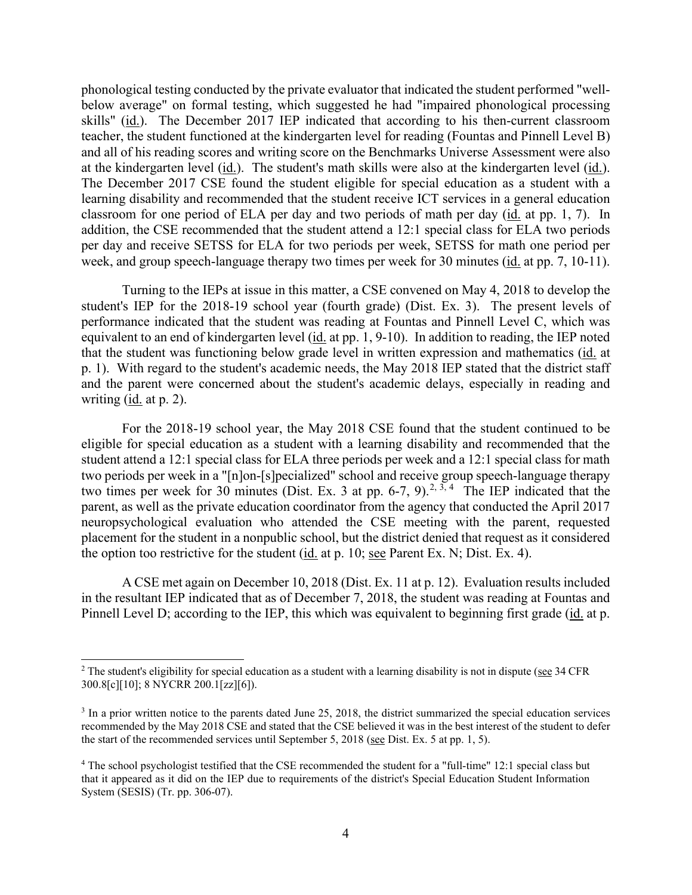phonological testing conducted by the private evaluator that indicated the student performed "well-below average" on formal testing, which suggested he had "impaired phonological processing skills" (id.). The December 2017 IEP indicated that according to his then-current classroom teacher, the student functioned at the kindergarten level for reading (Fountas and Pinnell Level B) and all of his reading scores and writing score on the Benchmarks Universe Assessment were also at the kindergarten level (id.). The student's math skills were also at the kindergarten level (id.). The December 2017 CSE found the student eligible for special education as a student with a learning disability and recommended that the student receive ICT services in a general education classroom for one period of ELA per day and two periods of math per day (id. at pp. 1, 7). In addition, the CSE recommended that the student attend a 12:1 special class for ELA two periods per day and receive SETSS for ELA for two periods per week, SETSS for math one period per week, and group speech-language therapy two times per week for 30 minutes (id. at pp. 7, 10-11).

Turning to the IEPs at issue in this matter, a CSE convened on May 4, 2018 to develop the student's IEP for the 2018-19 school year (fourth grade) (Dist. Ex. 3). The present levels of performance indicated that the student was reading at Fountas and Pinnell Level C, which was equivalent to an end of kindergarten level (id. at pp. 1, 9-10). In addition to reading, the IEP noted that the student was functioning below grade level in written expression and mathematics (id. at p. 1). With regard to the student's academic needs, the May 2018 IEP stated that the district staff and the parent were concerned about the student's academic delays, especially in reading and writing (id. at p. 2).

For the 2018-19 school year, the May 2018 CSE found that the student continued to be eligible for special education as a student with a learning disability and recommended that the student attend a 12:1 special class for ELA three periods per week and a 12:1 special class for math two periods per week in a "[n]on-[s]pecialized" school and receive group speech-language therapy two times per week for 30 minutes (Dist. Ex. 3 at pp. 6-7, 9).[2, 3, 4] The IEP indicated that the parent, as well as the private education coordinator from the agency that conducted the April 2017 neuropsychological evaluation who attended the CSE meeting with the parent, requested placement for the student in a nonpublic school, but the district denied that request as it considered the option too restrictive for the student (id. at p. 10; see Parent Ex. N; Dist. Ex. 4).

A CSE met again on December 10, 2018 (Dist. Ex. 11 at p. 12). Evaluation results included in the resultant IEP indicated that as of December 7, 2018, the student was reading at Fountas and Pinnell Level D; according to the IEP, this which was equivalent to beginning first grade (id. at p.

---

[2] The student's eligibility for special education as a student with a learning disability is not in dispute (see 34 CFR 300.8[c][10]; 8 NYCRR 200.1[zz][6]).

[3] In a prior written notice to the parents dated June 25, 2018, the district summarized the special education services recommended by the May 2018 CSE and stated that the CSE believed it was in the best interest of the student to defer the start of the recommended services until September 5, 2018 (see Dist. Ex. 5 at pp. 1, 5).

[4] The school psychologist testified that the CSE recommended the student for a "full-time" 12:1 special class but that it appeared as it did on the IEP due to requirements of the district's Special Education Student Information System (SESIS) (Tr. pp. 306-07).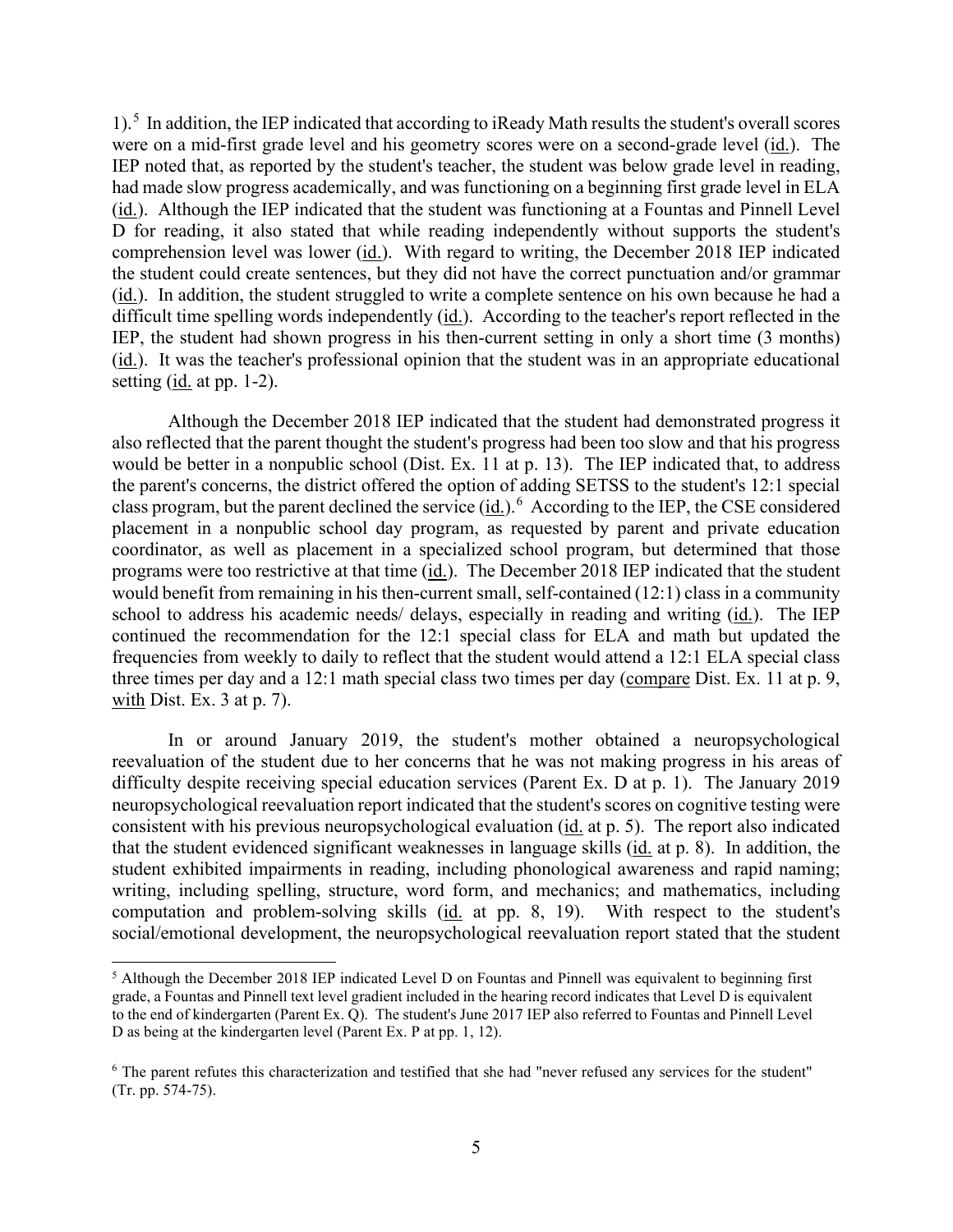1).[5] In addition, the IEP indicated that according to iReady Math results the student's overall scores were on a mid-first grade level and his geometry scores were on a second-grade level (id.). The IEP noted that, as reported by the student's teacher, the student was below grade level in reading, had made slow progress academically, and was functioning on a beginning first grade level in ELA (id.). Although the IEP indicated that the student was functioning at a Fountas and Pinnell Level D for reading, it also stated that while reading independently without supports the student's comprehension level was lower (id.). With regard to writing, the December 2018 IEP indicated the student could create sentences, but they did not have the correct punctuation and/or grammar (id.). In addition, the student struggled to write a complete sentence on his own because he had a difficult time spelling words independently (id.). According to the teacher's report reflected in the IEP, the student had shown progress in his then-current setting in only a short time (3 months) (id.). It was the teacher's professional opinion that the student was in an appropriate educational setting (id. at pp. 1-2).

Although the December 2018 IEP indicated that the student had demonstrated progress it also reflected that the parent thought the student's progress had been too slow and that his progress would be better in a nonpublic school (Dist. Ex. 11 at p. 13). The IEP indicated that, to address the parent's concerns, the district offered the option of adding SETSS to the student's 12:1 special class program, but the parent declined the service (id.).[6] According to the IEP, the CSE considered placement in a nonpublic school day program, as requested by parent and private education coordinator, as well as placement in a specialized school program, but determined that those programs were too restrictive at that time (id.). The December 2018 IEP indicated that the student would benefit from remaining in his then-current small, self-contained (12:1) class in a community school to address his academic needs/ delays, especially in reading and writing (id.). The IEP continued the recommendation for the 12:1 special class for ELA and math but updated the frequencies from weekly to daily to reflect that the student would attend a 12:1 ELA special class three times per day and a 12:1 math special class two times per day (compare Dist. Ex. 11 at p. 9, with Dist. Ex. 3 at p. 7).

In or around January 2019, the student's mother obtained a neuropsychological reevaluation of the student due to her concerns that he was not making progress in his areas of difficulty despite receiving special education services (Parent Ex. D at p. 1). The January 2019 neuropsychological reevaluation report indicated that the student's scores on cognitive testing were consistent with his previous neuropsychological evaluation (id. at p. 5). The report also indicated that the student evidenced significant weaknesses in language skills (id. at p. 8). In addition, the student exhibited impairments in reading, including phonological awareness and rapid naming; writing, including spelling, structure, word form, and mechanics; and mathematics, including computation and problem-solving skills (id. at pp. 8, 19). With respect to the student's social/emotional development, the neuropsychological reevaluation report stated that the student

[5] Although the December 2018 IEP indicated Level D on Fountas and Pinnell was equivalent to beginning first grade, a Fountas and Pinnell text level gradient included in the hearing record indicates that Level D is equivalent to the end of kindergarten (Parent Ex. Q). The student's June 2017 IEP also referred to Fountas and Pinnell Level D as being at the kindergarten level (Parent Ex. P at pp. 1, 12).

[6] The parent refutes this characterization and testified that she had "never refused any services for the student" (Tr. pp. 574-75).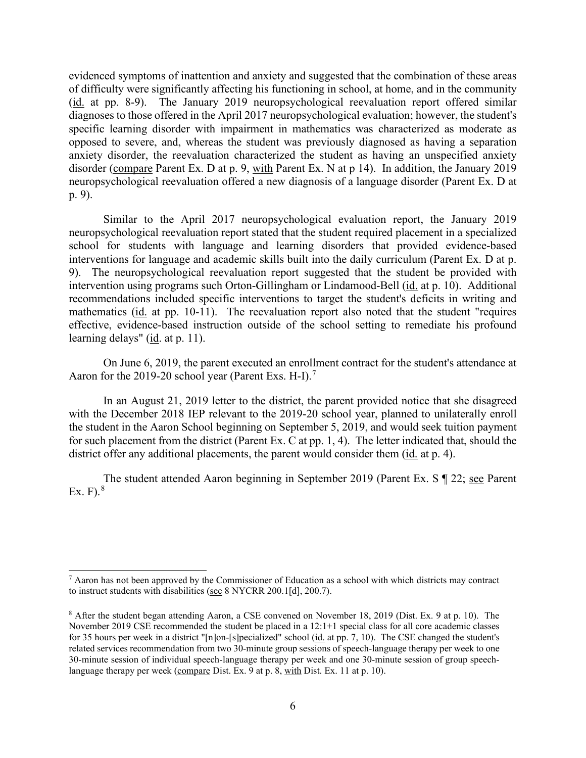evidenced symptoms of inattention and anxiety and suggested that the combination of these areas of difficulty were significantly affecting his functioning in school, at home, and in the community (id. at pp. 8-9). The January 2019 neuropsychological reevaluation report offered similar diagnoses to those offered in the April 2017 neuropsychological evaluation; however, the student's specific learning disorder with impairment in mathematics was characterized as moderate as opposed to severe, and, whereas the student was previously diagnosed as having a separation anxiety disorder, the reevaluation characterized the student as having an unspecified anxiety disorder (compare Parent Ex. D at p. 9, with Parent Ex. N at p 14). In addition, the January 2019 neuropsychological reevaluation offered a new diagnosis of a language disorder (Parent Ex. D at p. 9).

Similar to the April 2017 neuropsychological evaluation report, the January 2019 neuropsychological reevaluation report stated that the student required placement in a specialized school for students with language and learning disorders that provided evidence-based interventions for language and academic skills built into the daily curriculum (Parent Ex. D at p. 9). The neuropsychological reevaluation report suggested that the student be provided with intervention using programs such Orton-Gillingham or Lindamood-Bell (id. at p. 10). Additional recommendations included specific interventions to target the student's deficits in writing and mathematics (id. at pp. 10-11). The reevaluation report also noted that the student "requires effective, evidence-based instruction outside of the school setting to remediate his profound learning delays" (id. at p. 11).

On June 6, 2019, the parent executed an enrollment contract for the student's attendance at Aaron for the 2019-20 school year (Parent Exs. H-I).[7]

In an August 21, 2019 letter to the district, the parent provided notice that she disagreed with the December 2018 IEP relevant to the 2019-20 school year, planned to unilaterally enroll the student in the Aaron School beginning on September 5, 2019, and would seek tuition payment for such placement from the district (Parent Ex. C at pp. 1, 4). The letter indicated that, should the district offer any additional placements, the parent would consider them (id. at p. 4).

The student attended Aaron beginning in September 2019 (Parent Ex. S ¶ 22; see Parent Ex. F).[8]

---

[7] Aaron has not been approved by the Commissioner of Education as a school with which districts may contract to instruct students with disabilities (see 8 NYCRR 200.1[d], 200.7).

[8] After the student began attending Aaron, a CSE convened on November 18, 2019 (Dist. Ex. 9 at p. 10). The November 2019 CSE recommended the student be placed in a 12:1+1 special class for all core academic classes for 35 hours per week in a district "[n]on-[s]pecialized" school (id. at pp. 7, 10). The CSE changed the student's related services recommendation from two 30-minute group sessions of speech-language therapy per week to one 30-minute session of individual speech-language therapy per week and one 30-minute session of group speech-language therapy per week (compare Dist. Ex. 9 at p. 8, with Dist. Ex. 11 at p. 10).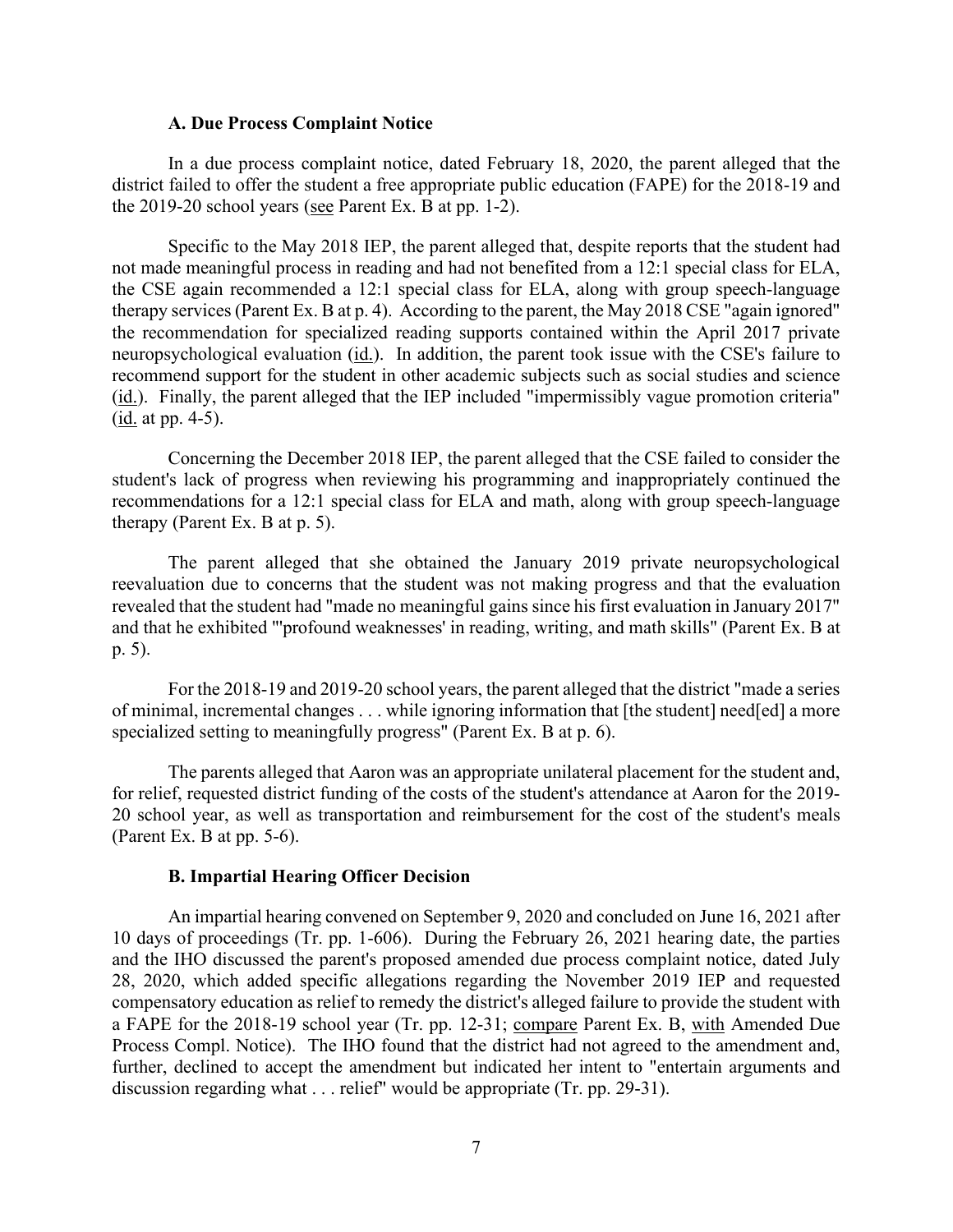### A. Due Process Complaint Notice

In a due process complaint notice, dated February 18, 2020, the parent alleged that the district failed to offer the student a free appropriate public education (FAPE) for the 2018-19 and the 2019-20 school years (see Parent Ex. B at pp. 1-2).

Specific to the May 2018 IEP, the parent alleged that, despite reports that the student had not made meaningful process in reading and had not benefited from a 12:1 special class for ELA, the CSE again recommended a 12:1 special class for ELA, along with group speech-language therapy services (Parent Ex. B at p. 4). According to the parent, the May 2018 CSE "again ignored" the recommendation for specialized reading supports contained within the April 2017 private neuropsychological evaluation (id.). In addition, the parent took issue with the CSE's failure to recommend support for the student in other academic subjects such as social studies and science (id.). Finally, the parent alleged that the IEP included "impermissibly vague promotion criteria" (id. at pp. 4-5).

Concerning the December 2018 IEP, the parent alleged that the CSE failed to consider the student's lack of progress when reviewing his programming and inappropriately continued the recommendations for a 12:1 special class for ELA and math, along with group speech-language therapy (Parent Ex. B at p. 5).

The parent alleged that she obtained the January 2019 private neuropsychological reevaluation due to concerns that the student was not making progress and that the evaluation revealed that the student had "made no meaningful gains since his first evaluation in January 2017" and that he exhibited "'profound weaknesses' in reading, writing, and math skills" (Parent Ex. B at p. 5).

For the 2018-19 and 2019-20 school years, the parent alleged that the district "made a series of minimal, incremental changes . . . while ignoring information that [the student] need[ed] a more specialized setting to meaningfully progress" (Parent Ex. B at p. 6).

The parents alleged that Aaron was an appropriate unilateral placement for the student and, for relief, requested district funding of the costs of the student's attendance at Aaron for the 2019-20 school year, as well as transportation and reimbursement for the cost of the student's meals (Parent Ex. B at pp. 5-6).

### B. Impartial Hearing Officer Decision

An impartial hearing convened on September 9, 2020 and concluded on June 16, 2021 after 10 days of proceedings (Tr. pp. 1-606). During the February 26, 2021 hearing date, the parties and the IHO discussed the parent's proposed amended due process complaint notice, dated July 28, 2020, which added specific allegations regarding the November 2019 IEP and requested compensatory education as relief to remedy the district's alleged failure to provide the student with a FAPE for the 2018-19 school year (Tr. pp. 12-31; compare Parent Ex. B, with Amended Due Process Compl. Notice). The IHO found that the district had not agreed to the amendment and, further, declined to accept the amendment but indicated her intent to "entertain arguments and discussion regarding what . . . relief" would be appropriate (Tr. pp. 29-31).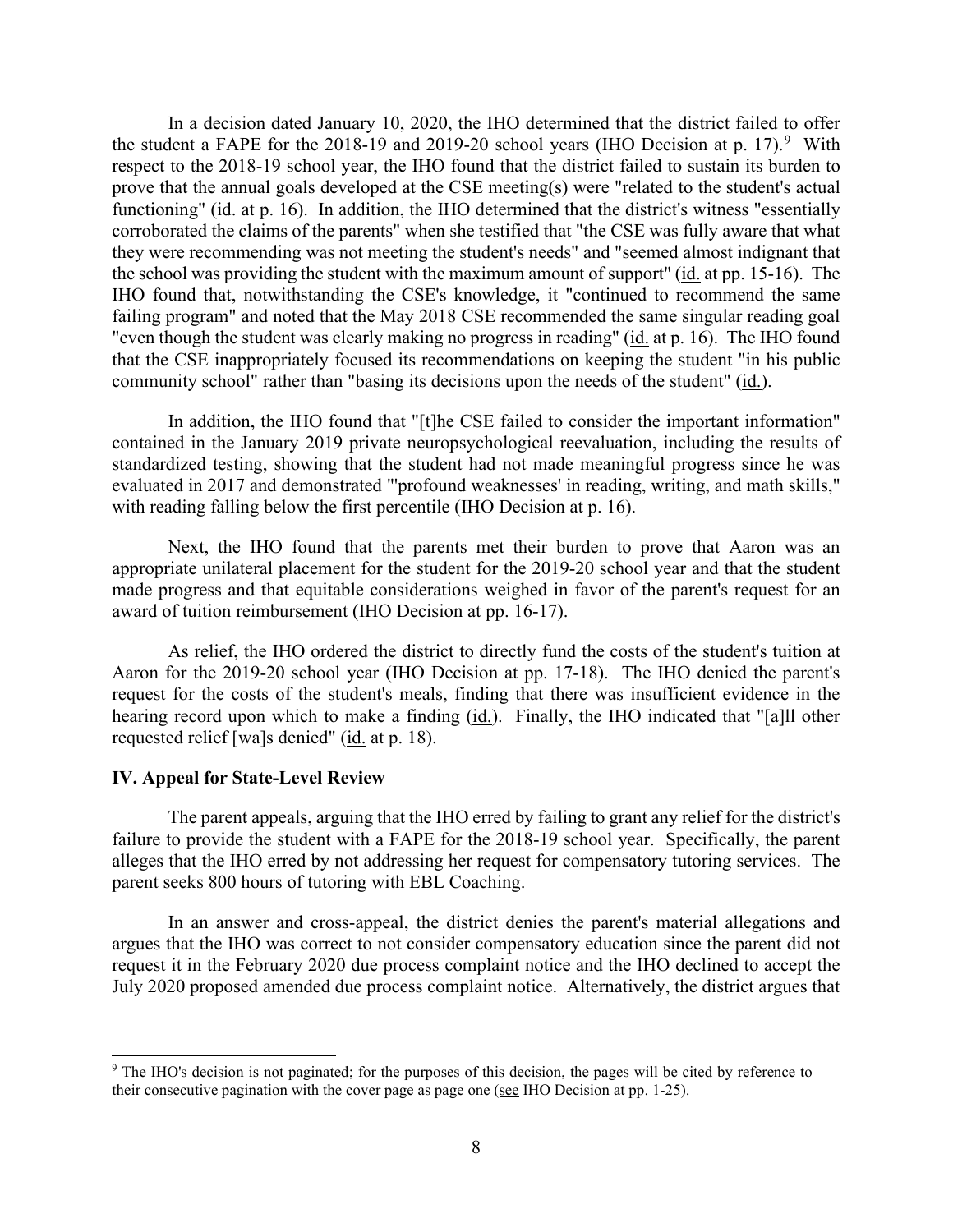In a decision dated January 10, 2020, the IHO determined that the district failed to offer the student a FAPE for the 2018-19 and 2019-20 school years (IHO Decision at p. 17).[9] With respect to the 2018-19 school year, the IHO found that the district failed to sustain its burden to prove that the annual goals developed at the CSE meeting(s) were "related to the student's actual functioning" (id. at p. 16). In addition, the IHO determined that the district's witness "essentially corroborated the claims of the parents" when she testified that "the CSE was fully aware that what they were recommending was not meeting the student's needs" and "seemed almost indignant that the school was providing the student with the maximum amount of support" (id. at pp. 15-16). The IHO found that, notwithstanding the CSE's knowledge, it "continued to recommend the same failing program" and noted that the May 2018 CSE recommended the same singular reading goal "even though the student was clearly making no progress in reading" (id. at p. 16). The IHO found that the CSE inappropriately focused its recommendations on keeping the student "in his public community school" rather than "basing its decisions upon the needs of the student" (id.).

In addition, the IHO found that "[t]he CSE failed to consider the important information" contained in the January 2019 private neuropsychological reevaluation, including the results of standardized testing, showing that the student had not made meaningful progress since he was evaluated in 2017 and demonstrated "'profound weaknesses' in reading, writing, and math skills," with reading falling below the first percentile (IHO Decision at p. 16).

Next, the IHO found that the parents met their burden to prove that Aaron was an appropriate unilateral placement for the student for the 2019-20 school year and that the student made progress and that equitable considerations weighed in favor of the parent's request for an award of tuition reimbursement (IHO Decision at pp. 16-17).

As relief, the IHO ordered the district to directly fund the costs of the student's tuition at Aaron for the 2019-20 school year (IHO Decision at pp. 17-18). The IHO denied the parent's request for the costs of the student's meals, finding that there was insufficient evidence in the hearing record upon which to make a finding (id.). Finally, the IHO indicated that "[a]ll other requested relief [wa]s denied" (id. at p. 18).

## IV. Appeal for State-Level Review

The parent appeals, arguing that the IHO erred by failing to grant any relief for the district's failure to provide the student with a FAPE for the 2018-19 school year. Specifically, the parent alleges that the IHO erred by not addressing her request for compensatory tutoring services. The parent seeks 800 hours of tutoring with EBL Coaching.

In an answer and cross-appeal, the district denies the parent's material allegations and argues that the IHO was correct to not consider compensatory education since the parent did not request it in the February 2020 due process complaint notice and the IHO declined to accept the July 2020 proposed amended due process complaint notice. Alternatively, the district argues that

---

[9] The IHO's decision is not paginated; for the purposes of this decision, the pages will be cited by reference to their consecutive pagination with the cover page as page one (see IHO Decision at pp. 1-25).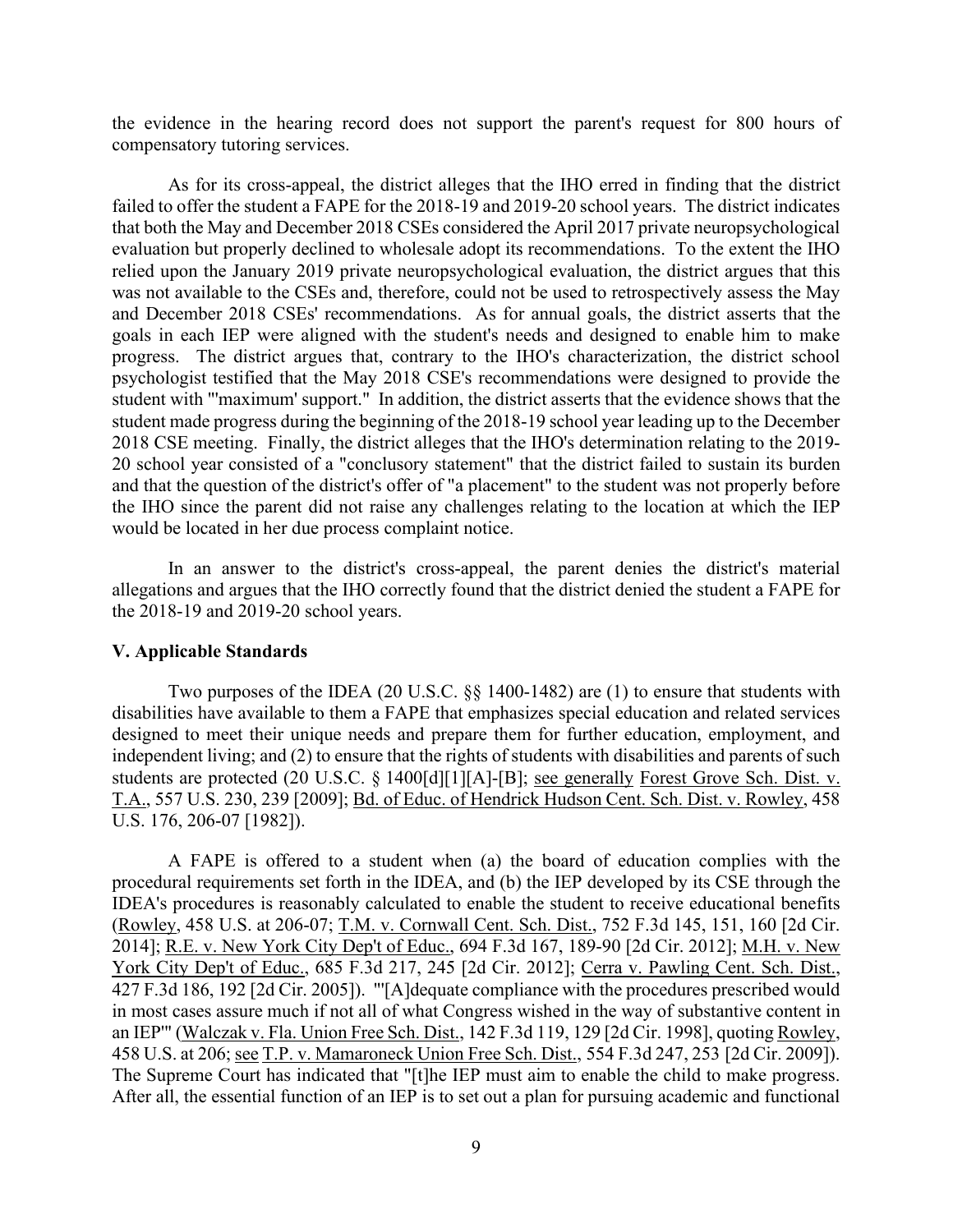the evidence in the hearing record does not support the parent's request for 800 hours of compensatory tutoring services.

As for its cross-appeal, the district alleges that the IHO erred in finding that the district failed to offer the student a FAPE for the 2018-19 and 2019-20 school years. The district indicates that both the May and December 2018 CSEs considered the April 2017 private neuropsychological evaluation but properly declined to wholesale adopt its recommendations. To the extent the IHO relied upon the January 2019 private neuropsychological evaluation, the district argues that this was not available to the CSEs and, therefore, could not be used to retrospectively assess the May and December 2018 CSEs' recommendations. As for annual goals, the district asserts that the goals in each IEP were aligned with the student's needs and designed to enable him to make progress. The district argues that, contrary to the IHO's characterization, the district school psychologist testified that the May 2018 CSE's recommendations were designed to provide the student with "'maximum' support." In addition, the district asserts that the evidence shows that the student made progress during the beginning of the 2018-19 school year leading up to the December 2018 CSE meeting. Finally, the district alleges that the IHO's determination relating to the 2019-20 school year consisted of a "conclusory statement" that the district failed to sustain its burden and that the question of the district's offer of "a placement" to the student was not properly before the IHO since the parent did not raise any challenges relating to the location at which the IEP would be located in her due process complaint notice.

In an answer to the district's cross-appeal, the parent denies the district's material allegations and argues that the IHO correctly found that the district denied the student a FAPE for the 2018-19 and 2019-20 school years.

### V. Applicable Standards

Two purposes of the IDEA (20 U.S.C. §§ 1400-1482) are (1) to ensure that students with disabilities have available to them a FAPE that emphasizes special education and related services designed to meet their unique needs and prepare them for further education, employment, and independent living; and (2) to ensure that the rights of students with disabilities and parents of such students are protected (20 U.S.C. § 1400[d][1][A]-[B]; see generally Forest Grove Sch. Dist. v. T.A., 557 U.S. 230, 239 [2009]; Bd. of Educ. of Hendrick Hudson Cent. Sch. Dist. v. Rowley, 458 U.S. 176, 206-07 [1982]).

A FAPE is offered to a student when (a) the board of education complies with the procedural requirements set forth in the IDEA, and (b) the IEP developed by its CSE through the IDEA's procedures is reasonably calculated to enable the student to receive educational benefits (Rowley, 458 U.S. at 206-07; T.M. v. Cornwall Cent. Sch. Dist., 752 F.3d 145, 151, 160 [2d Cir. 2014]; R.E. v. New York City Dep't of Educ., 694 F.3d 167, 189-90 [2d Cir. 2012]; M.H. v. New York City Dep't of Educ., 685 F.3d 217, 245 [2d Cir. 2012]; Cerra v. Pawling Cent. Sch. Dist., 427 F.3d 186, 192 [2d Cir. 2005]). "'[A]dequate compliance with the procedures prescribed would in most cases assure much if not all of what Congress wished in the way of substantive content in an IEP'" (Walczak v. Fla. Union Free Sch. Dist., 142 F.3d 119, 129 [2d Cir. 1998], quoting Rowley, 458 U.S. at 206; see T.P. v. Mamaroneck Union Free Sch. Dist., 554 F.3d 247, 253 [2d Cir. 2009]). The Supreme Court has indicated that "[t]he IEP must aim to enable the child to make progress. After all, the essential function of an IEP is to set out a plan for pursuing academic and functional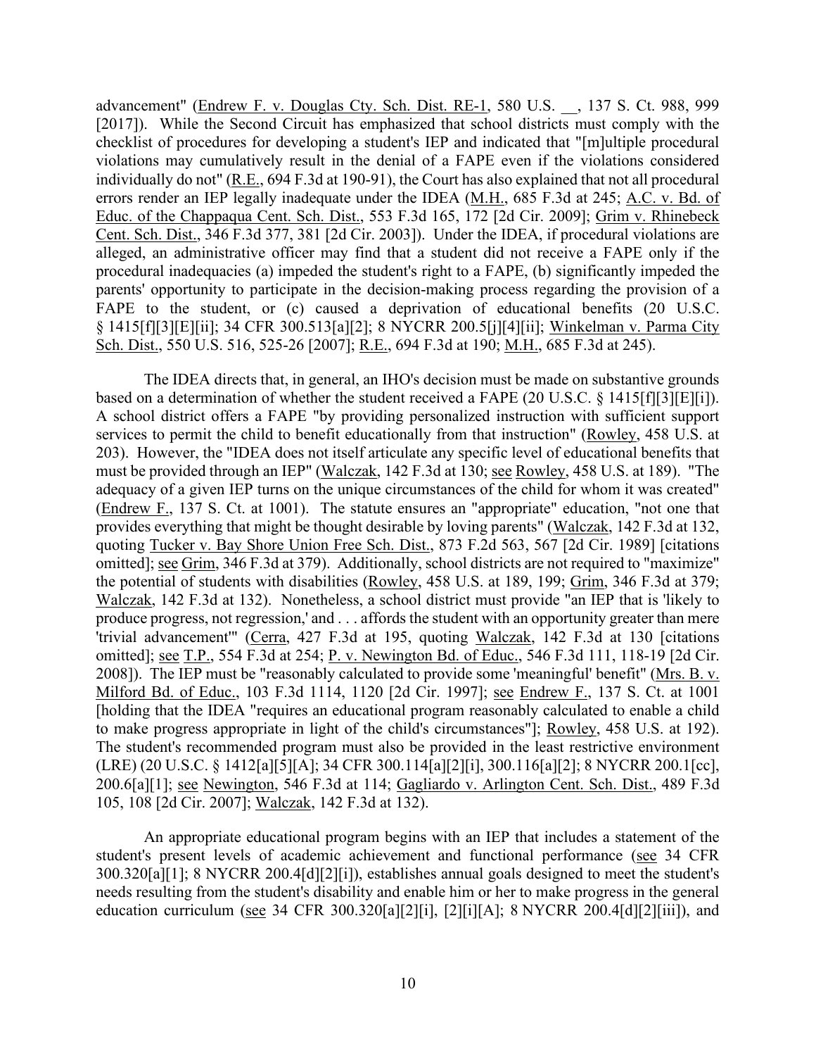advancement" (Endrew F. v. Douglas Cty. Sch. Dist. RE-1, 580 U.S. __, 137 S. Ct. 988, 999 [2017]). While the Second Circuit has emphasized that school districts must comply with the checklist of procedures for developing a student's IEP and indicated that "[m]ultiple procedural violations may cumulatively result in the denial of a FAPE even if the violations considered individually do not" (R.E., 694 F.3d at 190-91), the Court has also explained that not all procedural errors render an IEP legally inadequate under the IDEA (M.H., 685 F.3d at 245; A.C. v. Bd. of Educ. of the Chappaqua Cent. Sch. Dist., 553 F.3d 165, 172 [2d Cir. 2009]; Grim v. Rhinebeck Cent. Sch. Dist., 346 F.3d 377, 381 [2d Cir. 2003]). Under the IDEA, if procedural violations are alleged, an administrative officer may find that a student did not receive a FAPE only if the procedural inadequacies (a) impeded the student's right to a FAPE, (b) significantly impeded the parents' opportunity to participate in the decision-making process regarding the provision of a FAPE to the student, or (c) caused a deprivation of educational benefits (20 U.S.C. § 1415[f][3][E][ii]; 34 CFR 300.513[a][2]; 8 NYCRR 200.5[j][4][ii]; Winkelman v. Parma City Sch. Dist., 550 U.S. 516, 525-26 [2007]; R.E., 694 F.3d at 190; M.H., 685 F.3d at 245).

The IDEA directs that, in general, an IHO's decision must be made on substantive grounds based on a determination of whether the student received a FAPE (20 U.S.C. § 1415[f][3][E][i]). A school district offers a FAPE "by providing personalized instruction with sufficient support services to permit the child to benefit educationally from that instruction" (Rowley, 458 U.S. at 203). However, the "IDEA does not itself articulate any specific level of educational benefits that must be provided through an IEP" (Walczak, 142 F.3d at 130; see Rowley, 458 U.S. at 189). "The adequacy of a given IEP turns on the unique circumstances of the child for whom it was created" (Endrew F., 137 S. Ct. at 1001). The statute ensures an "appropriate" education, "not one that provides everything that might be thought desirable by loving parents" (Walczak, 142 F.3d at 132, quoting Tucker v. Bay Shore Union Free Sch. Dist., 873 F.2d 563, 567 [2d Cir. 1989] [citations omitted]; see Grim, 346 F.3d at 379). Additionally, school districts are not required to "maximize" the potential of students with disabilities (Rowley, 458 U.S. at 189, 199; Grim, 346 F.3d at 379; Walczak, 142 F.3d at 132). Nonetheless, a school district must provide "an IEP that is 'likely to produce progress, not regression,' and . . . affords the student with an opportunity greater than mere 'trivial advancement'" (Cerra, 427 F.3d at 195, quoting Walczak, 142 F.3d at 130 [citations omitted]; see T.P., 554 F.3d at 254; P. v. Newington Bd. of Educ., 546 F.3d 111, 118-19 [2d Cir. 2008]). The IEP must be "reasonably calculated to provide some 'meaningful' benefit" (Mrs. B. v. Milford Bd. of Educ., 103 F.3d 1114, 1120 [2d Cir. 1997]; see Endrew F., 137 S. Ct. at 1001 [holding that the IDEA "requires an educational program reasonably calculated to enable a child to make progress appropriate in light of the child's circumstances"]; Rowley, 458 U.S. at 192). The student's recommended program must also be provided in the least restrictive environment (LRE) (20 U.S.C. § 1412[a][5][A]; 34 CFR 300.114[a][2][i], 300.116[a][2]; 8 NYCRR 200.1[cc], 200.6[a][1]; see Newington, 546 F.3d at 114; Gagliardo v. Arlington Cent. Sch. Dist., 489 F.3d 105, 108 [2d Cir. 2007]; Walczak, 142 F.3d at 132).

An appropriate educational program begins with an IEP that includes a statement of the student's present levels of academic achievement and functional performance (see 34 CFR 300.320[a][1]; 8 NYCRR 200.4[d][2][i]), establishes annual goals designed to meet the student's needs resulting from the student's disability and enable him or her to make progress in the general education curriculum (see 34 CFR 300.320[a][2][i], [2][i][A]; 8 NYCRR 200.4[d][2][iii]), and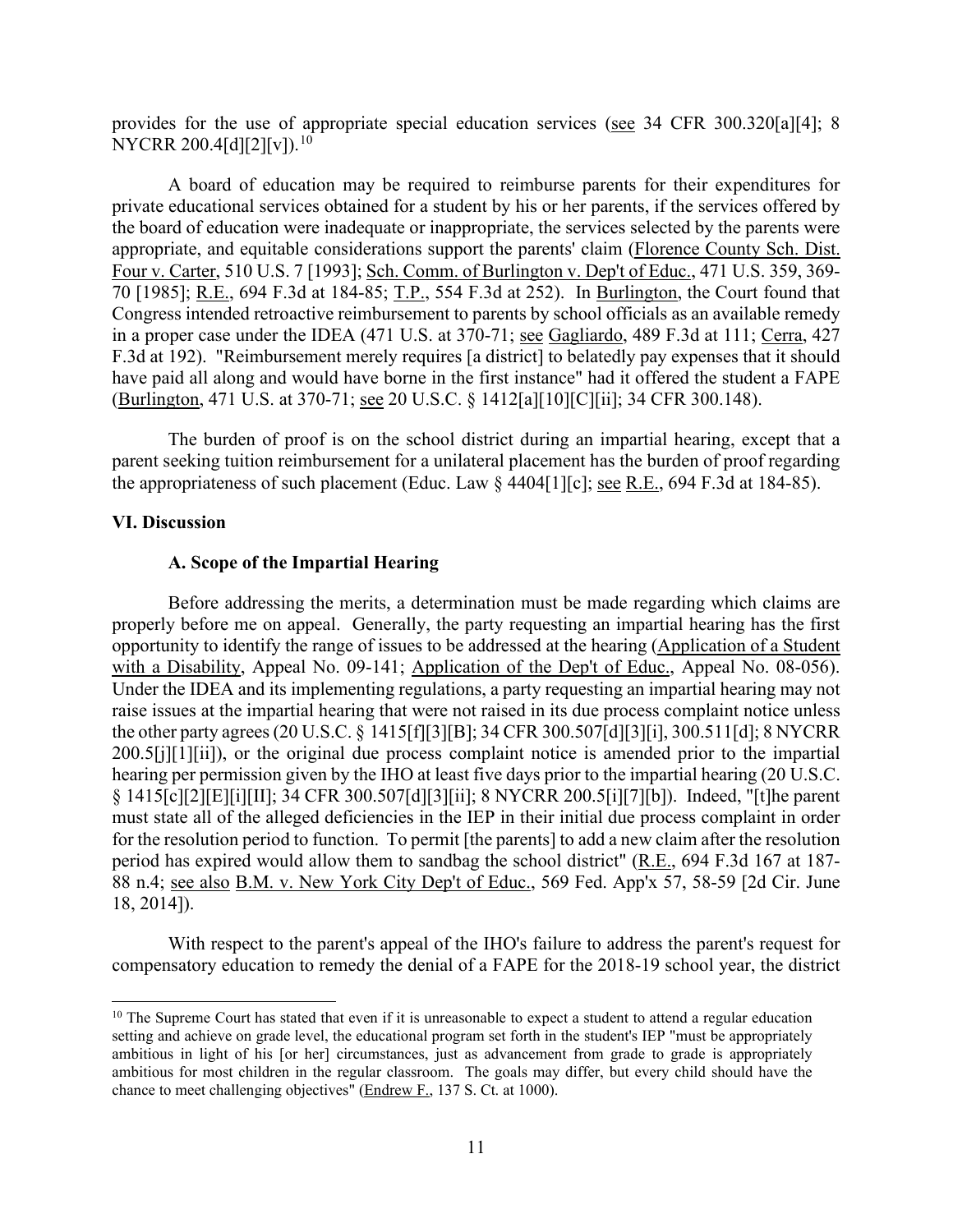provides for the use of appropriate special education services (see 34 CFR 300.320[a][4]; 8 NYCRR 200.4[d][2][v]).[10]

A board of education may be required to reimburse parents for their expenditures for private educational services obtained for a student by his or her parents, if the services offered by the board of education were inadequate or inappropriate, the services selected by the parents were appropriate, and equitable considerations support the parents' claim (Florence County Sch. Dist. Four v. Carter, 510 U.S. 7 [1993]; Sch. Comm. of Burlington v. Dep't of Educ., 471 U.S. 359, 369-70 [1985]; R.E., 694 F.3d at 184-85; T.P., 554 F.3d at 252). In Burlington, the Court found that Congress intended retroactive reimbursement to parents by school officials as an available remedy in a proper case under the IDEA (471 U.S. at 370-71; see Gagliardo, 489 F.3d at 111; Cerra, 427 F.3d at 192). "Reimbursement merely requires [a district] to belatedly pay expenses that it should have paid all along and would have borne in the first instance" had it offered the student a FAPE (Burlington, 471 U.S. at 370-71; see 20 U.S.C. § 1412[a][10][C][ii]; 34 CFR 300.148).

The burden of proof is on the school district during an impartial hearing, except that a parent seeking tuition reimbursement for a unilateral placement has the burden of proof regarding the appropriateness of such placement (Educ. Law § 4404[1][c]; see R.E., 694 F.3d at 184-85).

## VI. Discussion

### A. Scope of the Impartial Hearing

Before addressing the merits, a determination must be made regarding which claims are properly before me on appeal. Generally, the party requesting an impartial hearing has the first opportunity to identify the range of issues to be addressed at the hearing (Application of a Student with a Disability, Appeal No. 09-141; Application of the Dep't of Educ., Appeal No. 08-056). Under the IDEA and its implementing regulations, a party requesting an impartial hearing may not raise issues at the impartial hearing that were not raised in its due process complaint notice unless the other party agrees (20 U.S.C. § 1415[f][3][B]; 34 CFR 300.507[d][3][i], 300.511[d]; 8 NYCRR 200.5[j][1][ii]), or the original due process complaint notice is amended prior to the impartial hearing per permission given by the IHO at least five days prior to the impartial hearing (20 U.S.C. § 1415[c][2][E][i][II]; 34 CFR 300.507[d][3][ii]; 8 NYCRR 200.5[i][7][b]). Indeed, "[t]he parent must state all of the alleged deficiencies in the IEP in their initial due process complaint in order for the resolution period to function. To permit [the parents] to add a new claim after the resolution period has expired would allow them to sandbag the school district" (R.E., 694 F.3d 167 at 187-88 n.4; see also B.M. v. New York City Dep't of Educ., 569 Fed. App'x 57, 58-59 [2d Cir. June 18, 2014]).

With respect to the parent's appeal of the IHO's failure to address the parent's request for compensatory education to remedy the denial of a FAPE for the 2018-19 school year, the district

[10] The Supreme Court has stated that even if it is unreasonable to expect a student to attend a regular education setting and achieve on grade level, the educational program set forth in the student's IEP "must be appropriately ambitious in light of his [or her] circumstances, just as advancement from grade to grade is appropriately ambitious for most children in the regular classroom. The goals may differ, but every child should have the chance to meet challenging objectives" (Endrew F., 137 S. Ct. at 1000).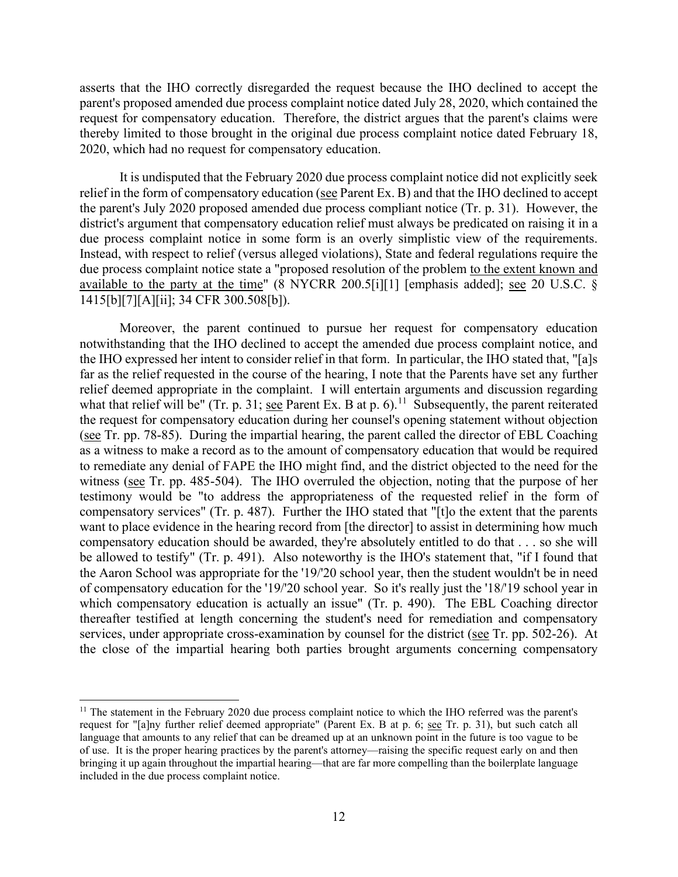asserts that the IHO correctly disregarded the request because the IHO declined to accept the parent's proposed amended due process complaint notice dated July 28, 2020, which contained the request for compensatory education. Therefore, the district argues that the parent's claims were thereby limited to those brought in the original due process complaint notice dated February 18, 2020, which had no request for compensatory education.

It is undisputed that the February 2020 due process complaint notice did not explicitly seek relief in the form of compensatory education (see Parent Ex. B) and that the IHO declined to accept the parent's July 2020 proposed amended due process compliant notice (Tr. p. 31). However, the district's argument that compensatory education relief must always be predicated on raising it in a due process complaint notice in some form is an overly simplistic view of the requirements. Instead, with respect to relief (versus alleged violations), State and federal regulations require the due process complaint notice state a "proposed resolution of the problem to the extent known and available to the party at the time" (8 NYCRR 200.5[i][1] [emphasis added]; see 20 U.S.C. § 1415[b][7][A][ii]; 34 CFR 300.508[b]).

Moreover, the parent continued to pursue her request for compensatory education notwithstanding that the IHO declined to accept the amended due process complaint notice, and the IHO expressed her intent to consider relief in that form. In particular, the IHO stated that, "[a]s far as the relief requested in the course of the hearing, I note that the Parents have set any further relief deemed appropriate in the complaint. I will entertain arguments and discussion regarding what that relief will be" (Tr. p. 31; see Parent Ex. B at p. 6).[11] Subsequently, the parent reiterated the request for compensatory education during her counsel's opening statement without objection (see Tr. pp. 78-85). During the impartial hearing, the parent called the director of EBL Coaching as a witness to make a record as to the amount of compensatory education that would be required to remediate any denial of FAPE the IHO might find, and the district objected to the need for the witness (see Tr. pp. 485-504). The IHO overruled the objection, noting that the purpose of her testimony would be "to address the appropriateness of the requested relief in the form of compensatory services" (Tr. p. 487). Further the IHO stated that "[t]o the extent that the parents want to place evidence in the hearing record from [the director] to assist in determining how much compensatory education should be awarded, they're absolutely entitled to do that . . . so she will be allowed to testify" (Tr. p. 491). Also noteworthy is the IHO's statement that, "if I found that the Aaron School was appropriate for the '19/'20 school year, then the student wouldn't be in need of compensatory education for the '19/'20 school year. So it's really just the '18/'19 school year in which compensatory education is actually an issue" (Tr. p. 490). The EBL Coaching director thereafter testified at length concerning the student's need for remediation and compensatory services, under appropriate cross-examination by counsel for the district (see Tr. pp. 502-26). At the close of the impartial hearing both parties brought arguments concerning compensatory

[11] The statement in the February 2020 due process complaint notice to which the IHO referred was the parent's request for "[a]ny further relief deemed appropriate" (Parent Ex. B at p. 6; see Tr. p. 31), but such catch all language that amounts to any relief that can be dreamed up at an unknown point in the future is too vague to be of use. It is the proper hearing practices by the parent's attorney—raising the specific request early on and then bringing it up again throughout the impartial hearing—that are far more compelling than the boilerplate language included in the due process complaint notice.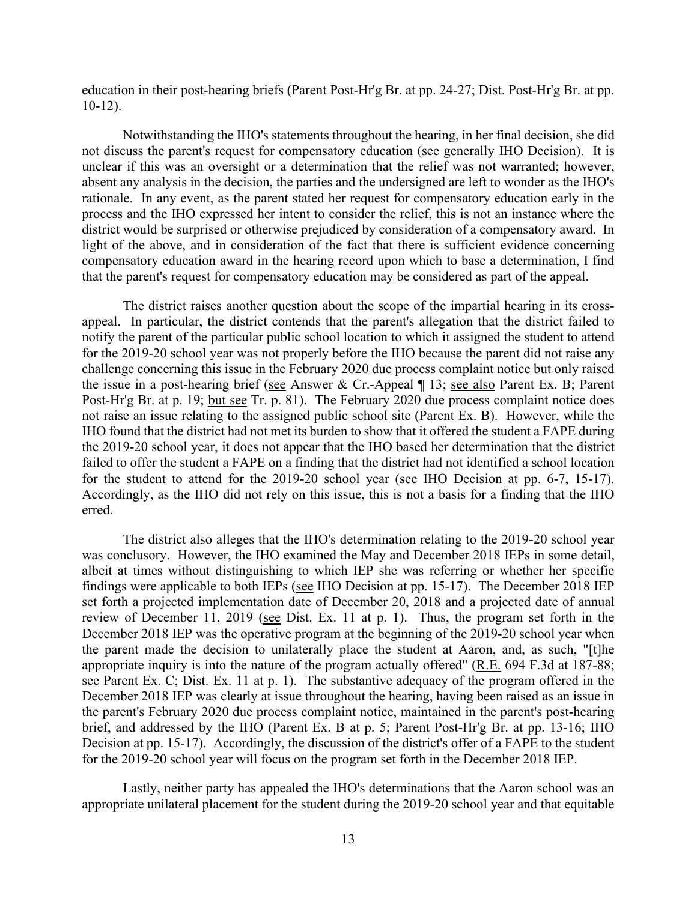education in their post-hearing briefs (Parent Post-Hr'g Br. at pp. 24-27; Dist. Post-Hr'g Br. at pp. 10-12).

Notwithstanding the IHO's statements throughout the hearing, in her final decision, she did not discuss the parent's request for compensatory education (see generally IHO Decision). It is unclear if this was an oversight or a determination that the relief was not warranted; however, absent any analysis in the decision, the parties and the undersigned are left to wonder as the IHO's rationale. In any event, as the parent stated her request for compensatory education early in the process and the IHO expressed her intent to consider the relief, this is not an instance where the district would be surprised or otherwise prejudiced by consideration of a compensatory award. In light of the above, and in consideration of the fact that there is sufficient evidence concerning compensatory education award in the hearing record upon which to base a determination, I find that the parent's request for compensatory education may be considered as part of the appeal.

The district raises another question about the scope of the impartial hearing in its cross-appeal. In particular, the district contends that the parent's allegation that the district failed to notify the parent of the particular public school location to which it assigned the student to attend for the 2019-20 school year was not properly before the IHO because the parent did not raise any challenge concerning this issue in the February 2020 due process complaint notice but only raised the issue in a post-hearing brief (see Answer & Cr.-Appeal ¶ 13; see also Parent Ex. B; Parent Post-Hr'g Br. at p. 19; but see Tr. p. 81). The February 2020 due process complaint notice does not raise an issue relating to the assigned public school site (Parent Ex. B). However, while the IHO found that the district had not met its burden to show that it offered the student a FAPE during the 2019-20 school year, it does not appear that the IHO based her determination that the district failed to offer the student a FAPE on a finding that the district had not identified a school location for the student to attend for the 2019-20 school year (see IHO Decision at pp. 6-7, 15-17). Accordingly, as the IHO did not rely on this issue, this is not a basis for a finding that the IHO erred.

The district also alleges that the IHO's determination relating to the 2019-20 school year was conclusory. However, the IHO examined the May and December 2018 IEPs in some detail, albeit at times without distinguishing to which IEP she was referring or whether her specific findings were applicable to both IEPs (see IHO Decision at pp. 15-17). The December 2018 IEP set forth a projected implementation date of December 20, 2018 and a projected date of annual review of December 11, 2019 (see Dist. Ex. 11 at p. 1). Thus, the program set forth in the December 2018 IEP was the operative program at the beginning of the 2019-20 school year when the parent made the decision to unilaterally place the student at Aaron, and, as such, "[t]he appropriate inquiry is into the nature of the program actually offered" (R.E. 694 F.3d at 187-88; see Parent Ex. C; Dist. Ex. 11 at p. 1). The substantive adequacy of the program offered in the December 2018 IEP was clearly at issue throughout the hearing, having been raised as an issue in the parent's February 2020 due process complaint notice, maintained in the parent's post-hearing brief, and addressed by the IHO (Parent Ex. B at p. 5; Parent Post-Hr'g Br. at pp. 13-16; IHO Decision at pp. 15-17). Accordingly, the discussion of the district's offer of a FAPE to the student for the 2019-20 school year will focus on the program set forth in the December 2018 IEP.

Lastly, neither party has appealed the IHO's determinations that the Aaron school was an appropriate unilateral placement for the student during the 2019-20 school year and that equitable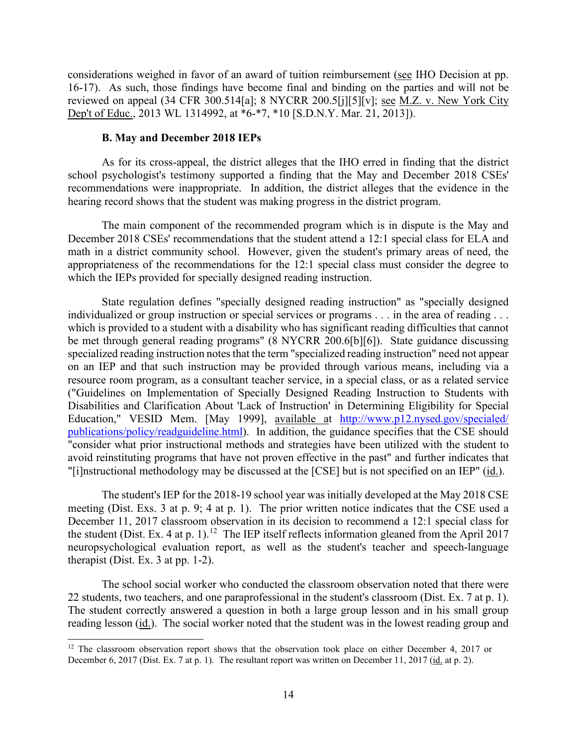considerations weighed in favor of an award of tuition reimbursement (see IHO Decision at pp. 16-17). As such, those findings have become final and binding on the parties and will not be reviewed on appeal (34 CFR 300.514[a]; 8 NYCRR 200.5[j][5][v]; see M.Z. v. New York City Dep't of Educ., 2013 WL 1314992, at *6-*7, *10 [S.D.N.Y. Mar. 21, 2013]).

### B. May and December 2018 IEPs

As for its cross-appeal, the district alleges that the IHO erred in finding that the district school psychologist's testimony supported a finding that the May and December 2018 CSEs' recommendations were inappropriate. In addition, the district alleges that the evidence in the hearing record shows that the student was making progress in the district program.

The main component of the recommended program which is in dispute is the May and December 2018 CSEs' recommendations that the student attend a 12:1 special class for ELA and math in a district community school. However, given the student's primary areas of need, the appropriateness of the recommendations for the 12:1 special class must consider the degree to which the IEPs provided for specially designed reading instruction.

State regulation defines "specially designed reading instruction" as "specially designed individualized or group instruction or special services or programs . . . in the area of reading . . . which is provided to a student with a disability who has significant reading difficulties that cannot be met through general reading programs" (8 NYCRR 200.6[b][6]). State guidance discussing specialized reading instruction notes that the term "specialized reading instruction" need not appear on an IEP and that such instruction may be provided through various means, including via a resource room program, as a consultant teacher service, in a special class, or as a related service ("Guidelines on Implementation of Specially Designed Reading Instruction to Students with Disabilities and Clarification About 'Lack of Instruction' in Determining Eligibility for Special Education," VESID Mem. [May 1999], available at http://www.p12.nysed.gov/specialed/publications/policy/readguideline.html). In addition, the guidance specifies that the CSE should "consider what prior instructional methods and strategies have been utilized with the student to avoid reinstituting programs that have not proven effective in the past" and further indicates that "[i]nstructional methodology may be discussed at the [CSE] but is not specified on an IEP" (id.).

The student's IEP for the 2018-19 school year was initially developed at the May 2018 CSE meeting (Dist. Exs. 3 at p. 9; 4 at p. 1). The prior written notice indicates that the CSE used a December 11, 2017 classroom observation in its decision to recommend a 12:1 special class for the student (Dist. Ex. 4 at p. 1).[12] The IEP itself reflects information gleaned from the April 2017 neuropsychological evaluation report, as well as the student's teacher and speech-language therapist (Dist. Ex. 3 at pp. 1-2).

The school social worker who conducted the classroom observation noted that there were 22 students, two teachers, and one paraprofessional in the student's classroom (Dist. Ex. 7 at p. 1). The student correctly answered a question in both a large group lesson and in his small group reading lesson (id.). The social worker noted that the student was in the lowest reading group and

[12] The classroom observation report shows that the observation took place on either December 4, 2017 or December 6, 2017 (Dist. Ex. 7 at p. 1). The resultant report was written on December 11, 2017 (id. at p. 2).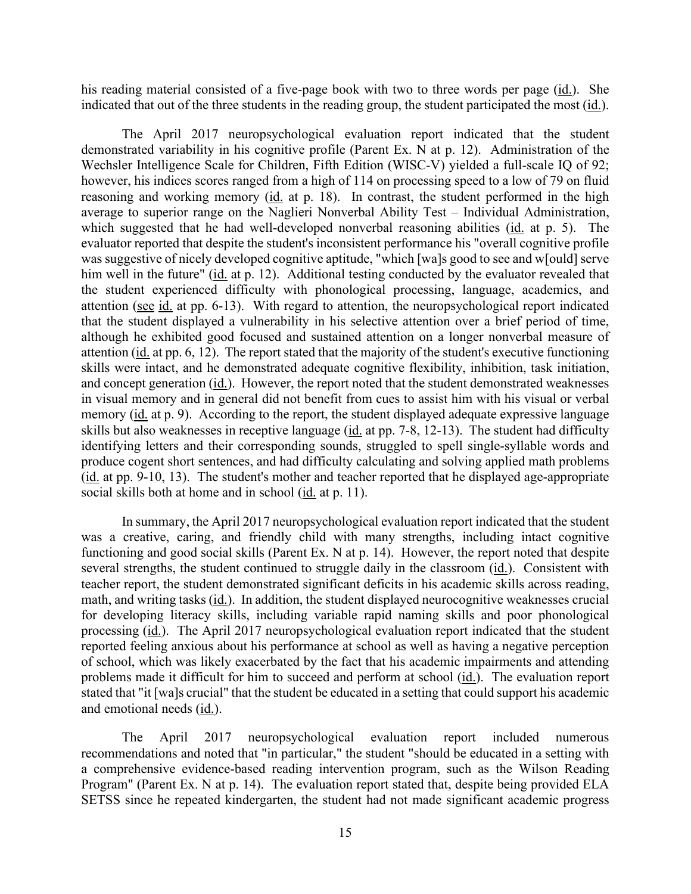his reading material consisted of a five-page book with two to three words per page (id.). She indicated that out of the three students in the reading group, the student participated the most (id.).

The April 2017 neuropsychological evaluation report indicated that the student demonstrated variability in his cognitive profile (Parent Ex. N at p. 12). Administration of the Wechsler Intelligence Scale for Children, Fifth Edition (WISC-V) yielded a full-scale IQ of 92; however, his indices scores ranged from a high of 114 on processing speed to a low of 79 on fluid reasoning and working memory (id. at p. 18). In contrast, the student performed in the high average to superior range on the Naglieri Nonverbal Ability Test – Individual Administration, which suggested that he had well-developed nonverbal reasoning abilities (id. at p. 5). The evaluator reported that despite the student's inconsistent performance his "overall cognitive profile was suggestive of nicely developed cognitive aptitude, "which [wa]s good to see and w[ould] serve him well in the future" (id. at p. 12). Additional testing conducted by the evaluator revealed that the student experienced difficulty with phonological processing, language, academics, and attention (see id. at pp. 6-13). With regard to attention, the neuropsychological report indicated that the student displayed a vulnerability in his selective attention over a brief period of time, although he exhibited good focused and sustained attention on a longer nonverbal measure of attention (id. at pp. 6, 12). The report stated that the majority of the student's executive functioning skills were intact, and he demonstrated adequate cognitive flexibility, inhibition, task initiation, and concept generation (id.). However, the report noted that the student demonstrated weaknesses in visual memory and in general did not benefit from cues to assist him with his visual or verbal memory (id. at p. 9). According to the report, the student displayed adequate expressive language skills but also weaknesses in receptive language (id. at pp. 7-8, 12-13). The student had difficulty identifying letters and their corresponding sounds, struggled to spell single-syllable words and produce cogent short sentences, and had difficulty calculating and solving applied math problems (id. at pp. 9-10, 13). The student's mother and teacher reported that he displayed age-appropriate social skills both at home and in school (id. at p. 11).

In summary, the April 2017 neuropsychological evaluation report indicated that the student was a creative, caring, and friendly child with many strengths, including intact cognitive functioning and good social skills (Parent Ex. N at p. 14). However, the report noted that despite several strengths, the student continued to struggle daily in the classroom (id.). Consistent with teacher report, the student demonstrated significant deficits in his academic skills across reading, math, and writing tasks (id.). In addition, the student displayed neurocognitive weaknesses crucial for developing literacy skills, including variable rapid naming skills and poor phonological processing (id.). The April 2017 neuropsychological evaluation report indicated that the student reported feeling anxious about his performance at school as well as having a negative perception of school, which was likely exacerbated by the fact that his academic impairments and attending problems made it difficult for him to succeed and perform at school (id.). The evaluation report stated that "it [wa]s crucial" that the student be educated in a setting that could support his academic and emotional needs (id.).

The April 2017 neuropsychological evaluation report included numerous recommendations and noted that "in particular," the student "should be educated in a setting with a comprehensive evidence-based reading intervention program, such as the Wilson Reading Program" (Parent Ex. N at p. 14). The evaluation report stated that, despite being provided ELA SETSS since he repeated kindergarten, the student had not made significant academic progress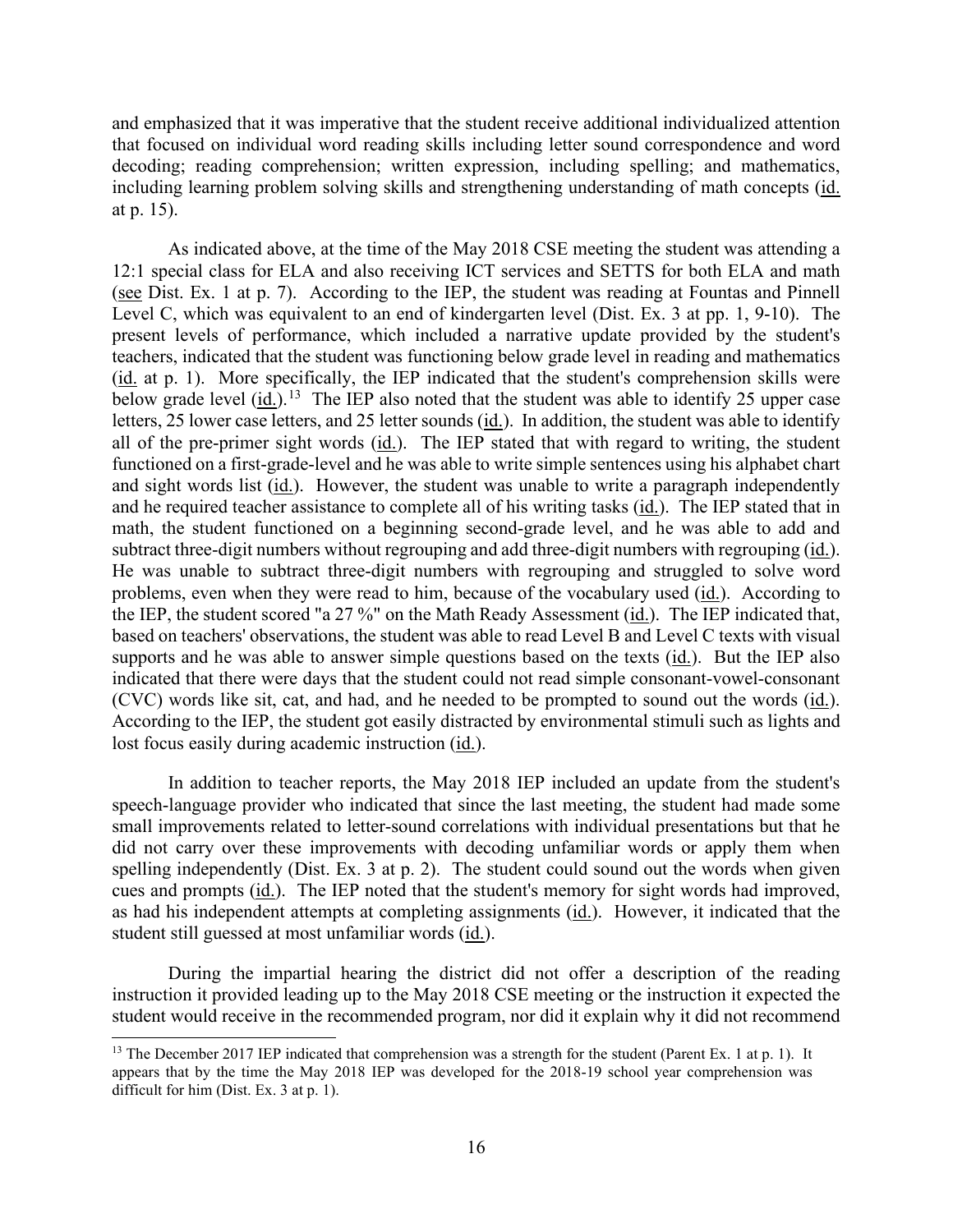and emphasized that it was imperative that the student receive additional individualized attention that focused on individual word reading skills including letter sound correspondence and word decoding; reading comprehension; written expression, including spelling; and mathematics, including learning problem solving skills and strengthening understanding of math concepts (id. at p. 15).

As indicated above, at the time of the May 2018 CSE meeting the student was attending a 12:1 special class for ELA and also receiving ICT services and SETTS for both ELA and math (see Dist. Ex. 1 at p. 7). According to the IEP, the student was reading at Fountas and Pinnell Level C, which was equivalent to an end of kindergarten level (Dist. Ex. 3 at pp. 1, 9-10). The present levels of performance, which included a narrative update provided by the student's teachers, indicated that the student was functioning below grade level in reading and mathematics (id. at p. 1). More specifically, the IEP indicated that the student's comprehension skills were below grade level (id.).[13] The IEP also noted that the student was able to identify 25 upper case letters, 25 lower case letters, and 25 letter sounds (id.). In addition, the student was able to identify all of the pre-primer sight words (id.). The IEP stated that with regard to writing, the student functioned on a first-grade-level and he was able to write simple sentences using his alphabet chart and sight words list (id.). However, the student was unable to write a paragraph independently and he required teacher assistance to complete all of his writing tasks (id.). The IEP stated that in math, the student functioned on a beginning second-grade level, and he was able to add and subtract three-digit numbers without regrouping and add three-digit numbers with regrouping (id.). He was unable to subtract three-digit numbers with regrouping and struggled to solve word problems, even when they were read to him, because of the vocabulary used (id.). According to the IEP, the student scored "a 27 %" on the Math Ready Assessment (id.). The IEP indicated that, based on teachers' observations, the student was able to read Level B and Level C texts with visual supports and he was able to answer simple questions based on the texts (id.). But the IEP also indicated that there were days that the student could not read simple consonant-vowel-consonant (CVC) words like sit, cat, and had, and he needed to be prompted to sound out the words (id.). According to the IEP, the student got easily distracted by environmental stimuli such as lights and lost focus easily during academic instruction (id.).

In addition to teacher reports, the May 2018 IEP included an update from the student's speech-language provider who indicated that since the last meeting, the student had made some small improvements related to letter-sound correlations with individual presentations but that he did not carry over these improvements with decoding unfamiliar words or apply them when spelling independently (Dist. Ex. 3 at p. 2). The student could sound out the words when given cues and prompts (id.). The IEP noted that the student's memory for sight words had improved, as had his independent attempts at completing assignments (id.). However, it indicated that the student still guessed at most unfamiliar words (id.).

During the impartial hearing the district did not offer a description of the reading instruction it provided leading up to the May 2018 CSE meeting or the instruction it expected the student would receive in the recommended program, nor did it explain why it did not recommend

[13] The December 2017 IEP indicated that comprehension was a strength for the student (Parent Ex. 1 at p. 1). It appears that by the time the May 2018 IEP was developed for the 2018-19 school year comprehension was difficult for him (Dist. Ex. 3 at p. 1).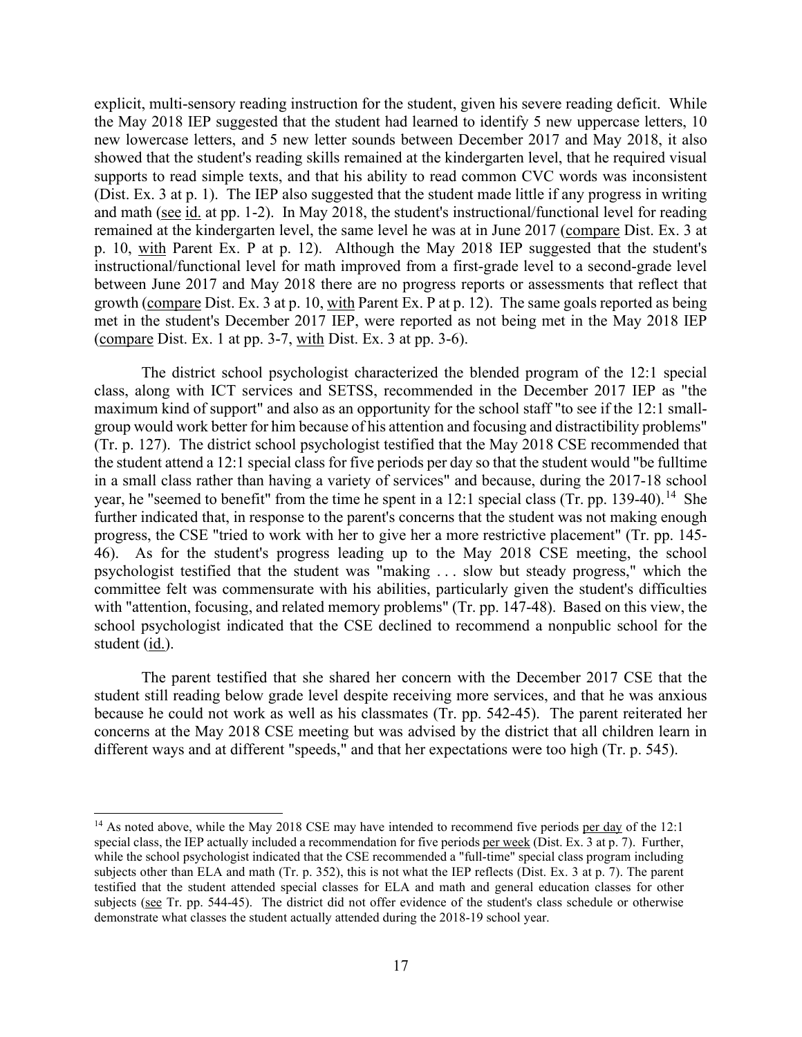explicit, multi-sensory reading instruction for the student, given his severe reading deficit. While the May 2018 IEP suggested that the student had learned to identify 5 new uppercase letters, 10 new lowercase letters, and 5 new letter sounds between December 2017 and May 2018, it also showed that the student's reading skills remained at the kindergarten level, that he required visual supports to read simple texts, and that his ability to read common CVC words was inconsistent (Dist. Ex. 3 at p. 1). The IEP also suggested that the student made little if any progress in writing and math (see id. at pp. 1-2). In May 2018, the student's instructional/functional level for reading remained at the kindergarten level, the same level he was at in June 2017 (compare Dist. Ex. 3 at p. 10, with Parent Ex. P at p. 12). Although the May 2018 IEP suggested that the student's instructional/functional level for math improved from a first-grade level to a second-grade level between June 2017 and May 2018 there are no progress reports or assessments that reflect that growth (compare Dist. Ex. 3 at p. 10, with Parent Ex. P at p. 12). The same goals reported as being met in the student's December 2017 IEP, were reported as not being met in the May 2018 IEP (compare Dist. Ex. 1 at pp. 3-7, with Dist. Ex. 3 at pp. 3-6).

The district school psychologist characterized the blended program of the 12:1 special class, along with ICT services and SETSS, recommended in the December 2017 IEP as "the maximum kind of support" and also as an opportunity for the school staff "to see if the 12:1 small-group would work better for him because of his attention and focusing and distractibility problems" (Tr. p. 127). The district school psychologist testified that the May 2018 CSE recommended that the student attend a 12:1 special class for five periods per day so that the student would "be fulltime in a small class rather than having a variety of services" and because, during the 2017-18 school year, he "seemed to benefit" from the time he spent in a 12:1 special class (Tr. pp. 139-40).[14] She further indicated that, in response to the parent's concerns that the student was not making enough progress, the CSE "tried to work with her to give her a more restrictive placement" (Tr. pp. 145-46). As for the student's progress leading up to the May 2018 CSE meeting, the school psychologist testified that the student was "making . . . slow but steady progress," which the committee felt was commensurate with his abilities, particularly given the student's difficulties with "attention, focusing, and related memory problems" (Tr. pp. 147-48). Based on this view, the school psychologist indicated that the CSE declined to recommend a nonpublic school for the student (id.).

The parent testified that she shared her concern with the December 2017 CSE that the student still reading below grade level despite receiving more services, and that he was anxious because he could not work as well as his classmates (Tr. pp. 542-45). The parent reiterated her concerns at the May 2018 CSE meeting but was advised by the district that all children learn in different ways and at different "speeds," and that her expectations were too high (Tr. p. 545).

[14] As noted above, while the May 2018 CSE may have intended to recommend five periods per day of the 12:1 special class, the IEP actually included a recommendation for five periods per week (Dist. Ex. 3 at p. 7). Further, while the school psychologist indicated that the CSE recommended a "full-time" special class program including subjects other than ELA and math (Tr. p. 352), this is not what the IEP reflects (Dist. Ex. 3 at p. 7). The parent testified that the student attended special classes for ELA and math and general education classes for other subjects (see Tr. pp. 544-45). The district did not offer evidence of the student's class schedule or otherwise demonstrate what classes the student actually attended during the 2018-19 school year.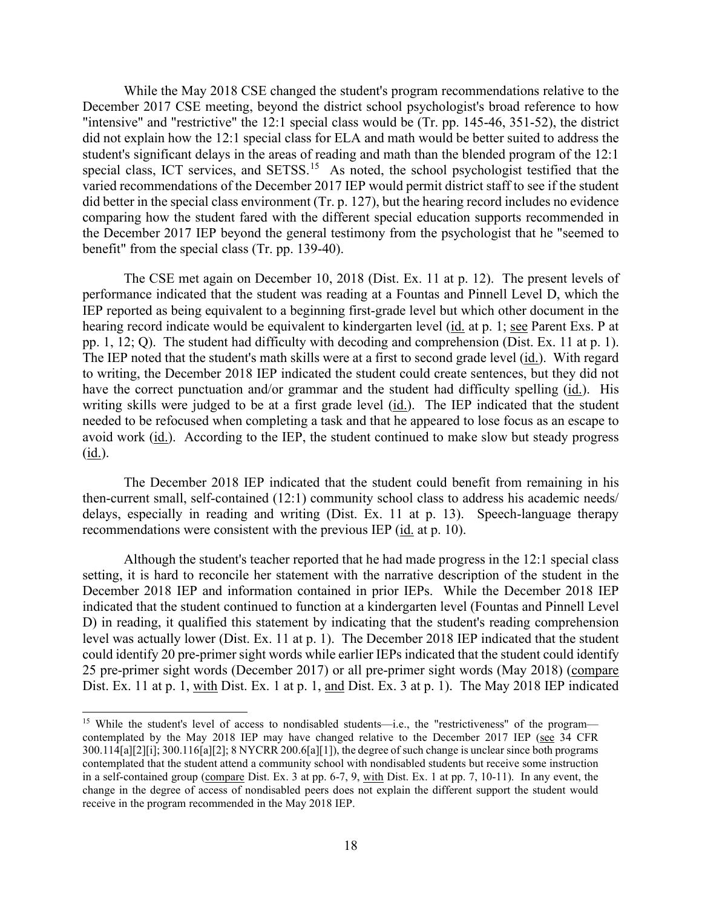While the May 2018 CSE changed the student's program recommendations relative to the December 2017 CSE meeting, beyond the district school psychologist's broad reference to how "intensive" and "restrictive" the 12:1 special class would be (Tr. pp. 145-46, 351-52), the district did not explain how the 12:1 special class for ELA and math would be better suited to address the student's significant delays in the areas of reading and math than the blended program of the 12:1 special class, ICT services, and SETSS.[15] As noted, the school psychologist testified that the varied recommendations of the December 2017 IEP would permit district staff to see if the student did better in the special class environment (Tr. p. 127), but the hearing record includes no evidence comparing how the student fared with the different special education supports recommended in the December 2017 IEP beyond the general testimony from the psychologist that he "seemed to benefit" from the special class (Tr. pp. 139-40).

The CSE met again on December 10, 2018 (Dist. Ex. 11 at p. 12). The present levels of performance indicated that the student was reading at a Fountas and Pinnell Level D, which the IEP reported as being equivalent to a beginning first-grade level but which other document in the hearing record indicate would be equivalent to kindergarten level (id. at p. 1; see Parent Exs. P at pp. 1, 12; Q). The student had difficulty with decoding and comprehension (Dist. Ex. 11 at p. 1). The IEP noted that the student's math skills were at a first to second grade level (id.). With regard to writing, the December 2018 IEP indicated the student could create sentences, but they did not have the correct punctuation and/or grammar and the student had difficulty spelling (id.). His writing skills were judged to be at a first grade level (id.). The IEP indicated that the student needed to be refocused when completing a task and that he appeared to lose focus as an escape to avoid work (id.). According to the IEP, the student continued to make slow but steady progress (id.).

The December 2018 IEP indicated that the student could benefit from remaining in his then-current small, self-contained (12:1) community school class to address his academic needs/ delays, especially in reading and writing (Dist. Ex. 11 at p. 13). Speech-language therapy recommendations were consistent with the previous IEP (id. at p. 10).

Although the student's teacher reported that he had made progress in the 12:1 special class setting, it is hard to reconcile her statement with the narrative description of the student in the December 2018 IEP and information contained in prior IEPs. While the December 2018 IEP indicated that the student continued to function at a kindergarten level (Fountas and Pinnell Level D) in reading, it qualified this statement by indicating that the student's reading comprehension level was actually lower (Dist. Ex. 11 at p. 1). The December 2018 IEP indicated that the student could identify 20 pre-primer sight words while earlier IEPs indicated that the student could identify 25 pre-primer sight words (December 2017) or all pre-primer sight words (May 2018) (compare Dist. Ex. 11 at p. 1, with Dist. Ex. 1 at p. 1, and Dist. Ex. 3 at p. 1). The May 2018 IEP indicated

[15] While the student's level of access to nondisabled students—i.e., the "restrictiveness" of the program—contemplated by the May 2018 IEP may have changed relative to the December 2017 IEP (see 34 CFR 300.114[a][2][i]; 300.116[a][2]; 8 NYCRR 200.6[a][1]), the degree of such change is unclear since both programs contemplated that the student attend a community school with nondisabled students but receive some instruction in a self-contained group (compare Dist. Ex. 3 at pp. 6-7, 9, with Dist. Ex. 1 at pp. 7, 10-11). In any event, the change in the degree of access of nondisabled peers does not explain the different support the student would receive in the program recommended in the May 2018 IEP.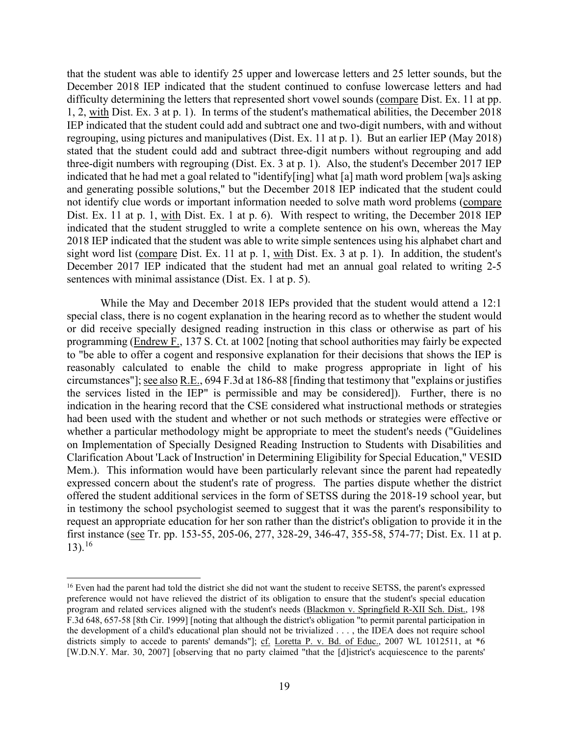that the student was able to identify 25 upper and lowercase letters and 25 letter sounds, but the December 2018 IEP indicated that the student continued to confuse lowercase letters and had difficulty determining the letters that represented short vowel sounds (compare Dist. Ex. 11 at pp. 1, 2, with Dist. Ex. 3 at p. 1). In terms of the student's mathematical abilities, the December 2018 IEP indicated that the student could add and subtract one and two-digit numbers, with and without regrouping, using pictures and manipulatives (Dist. Ex. 11 at p. 1). But an earlier IEP (May 2018) stated that the student could add and subtract three-digit numbers without regrouping and add three-digit numbers with regrouping (Dist. Ex. 3 at p. 1). Also, the student's December 2017 IEP indicated that he had met a goal related to "identify[ing] what [a] math word problem [wa]s asking and generating possible solutions," but the December 2018 IEP indicated that the student could not identify clue words or important information needed to solve math word problems (compare Dist. Ex. 11 at p. 1, with Dist. Ex. 1 at p. 6). With respect to writing, the December 2018 IEP indicated that the student struggled to write a complete sentence on his own, whereas the May 2018 IEP indicated that the student was able to write simple sentences using his alphabet chart and sight word list (compare Dist. Ex. 11 at p. 1, with Dist. Ex. 3 at p. 1). In addition, the student's December 2017 IEP indicated that the student had met an annual goal related to writing 2-5 sentences with minimal assistance (Dist. Ex. 1 at p. 5).

While the May and December 2018 IEPs provided that the student would attend a 12:1 special class, there is no cogent explanation in the hearing record as to whether the student would or did receive specially designed reading instruction in this class or otherwise as part of his programming (Endrew F., 137 S. Ct. at 1002 [noting that school authorities may fairly be expected to "be able to offer a cogent and responsive explanation for their decisions that shows the IEP is reasonably calculated to enable the child to make progress appropriate in light of his circumstances"]; see also R.E., 694 F.3d at 186-88 [finding that testimony that "explains or justifies the services listed in the IEP" is permissible and may be considered]). Further, there is no indication in the hearing record that the CSE considered what instructional methods or strategies had been used with the student and whether or not such methods or strategies were effective or whether a particular methodology might be appropriate to meet the student's needs ("Guidelines on Implementation of Specially Designed Reading Instruction to Students with Disabilities and Clarification About 'Lack of Instruction' in Determining Eligibility for Special Education," VESID Mem.). This information would have been particularly relevant since the parent had repeatedly expressed concern about the student's rate of progress. The parties dispute whether the district offered the student additional services in the form of SETSS during the 2018-19 school year, but in testimony the school psychologist seemed to suggest that it was the parent's responsibility to request an appropriate education for her son rather than the district's obligation to provide it in the first instance (see Tr. pp. 153-55, 205-06, 277, 328-29, 346-47, 355-58, 574-77; Dist. Ex. 11 at p. 13).[16]

[16] Even had the parent had told the district she did not want the student to receive SETSS, the parent's expressed preference would not have relieved the district of its obligation to ensure that the student's special education program and related services aligned with the student's needs (Blackmon v. Springfield R-XII Sch. Dist., 198 F.3d 648, 657-58 [8th Cir. 1999] [noting that although the district's obligation "to permit parental participation in the development of a child's educational plan should not be trivialized . . . , the IDEA does not require school districts simply to accede to parents' demands"]; cf. Loretta P. v. Bd. of Educ., 2007 WL 1012511, at *6 [W.D.N.Y. Mar. 30, 2007] [observing that no party claimed "that the [d]istrict's acquiescence to the parents'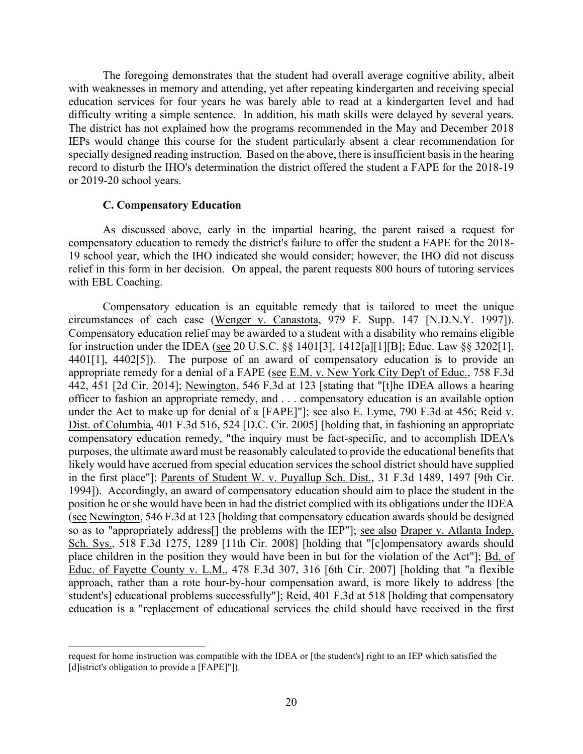The foregoing demonstrates that the student had overall average cognitive ability, albeit with weaknesses in memory and attending, yet after repeating kindergarten and receiving special education services for four years he was barely able to read at a kindergarten level and had difficulty writing a simple sentence. In addition, his math skills were delayed by several years. The district has not explained how the programs recommended in the May and December 2018 IEPs would change this course for the student particularly absent a clear recommendation for specially designed reading instruction. Based on the above, there is insufficient basis in the hearing record to disturb the IHO's determination the district offered the student a FAPE for the 2018-19 or 2019-20 school years.

### C. Compensatory Education

As discussed above, early in the impartial hearing, the parent raised a request for compensatory education to remedy the district's failure to offer the student a FAPE for the 2018-19 school year, which the IHO indicated she would consider; however, the IHO did not discuss relief in this form in her decision. On appeal, the parent requests 800 hours of tutoring services with EBL Coaching.

Compensatory education is an equitable remedy that is tailored to meet the unique circumstances of each case (Wenger v. Canastota, 979 F. Supp. 147 [N.D.N.Y. 1997]). Compensatory education relief may be awarded to a student with a disability who remains eligible for instruction under the IDEA (see 20 U.S.C. §§ 1401[3], 1412[a][1][B]; Educ. Law §§ 3202[1], 4401[1], 4402[5]). The purpose of an award of compensatory education is to provide an appropriate remedy for a denial of a FAPE (see E.M. v. New York City Dep't of Educ., 758 F.3d 442, 451 [2d Cir. 2014]; Newington, 546 F.3d at 123 [stating that "[t]he IDEA allows a hearing officer to fashion an appropriate remedy, and . . . compensatory education is an available option under the Act to make up for denial of a [FAPE]"]; see also E. Lyme, 790 F.3d at 456; Reid v. Dist. of Columbia, 401 F.3d 516, 524 [D.C. Cir. 2005] [holding that, in fashioning an appropriate compensatory education remedy, "the inquiry must be fact-specific, and to accomplish IDEA's purposes, the ultimate award must be reasonably calculated to provide the educational benefits that likely would have accrued from special education services the school district should have supplied in the first place"]; Parents of Student W. v. Puyallup Sch. Dist., 31 F.3d 1489, 1497 [9th Cir. 1994]). Accordingly, an award of compensatory education should aim to place the student in the position he or she would have been in had the district complied with its obligations under the IDEA (see Newington, 546 F.3d at 123 [holding that compensatory education awards should be designed so as to "appropriately address[] the problems with the IEP"]; see also Draper v. Atlanta Indep. Sch. Sys., 518 F.3d 1275, 1289 [11th Cir. 2008] [holding that "[c]ompensatory awards should place children in the position they would have been in but for the violation of the Act"]; Bd. of Educ. of Fayette County v. L.M., 478 F.3d 307, 316 [6th Cir. 2007] [holding that "a flexible approach, rather than a rote hour-by-hour compensation award, is more likely to address [the student's] educational problems successfully"]; Reid, 401 F.3d at 518 [holding that compensatory education is a "replacement of educational services the child should have received in the first

---

request for home instruction was compatible with the IDEA or [the student's] right to an IEP which satisfied the [d]istrict's obligation to provide a [FAPE]"]).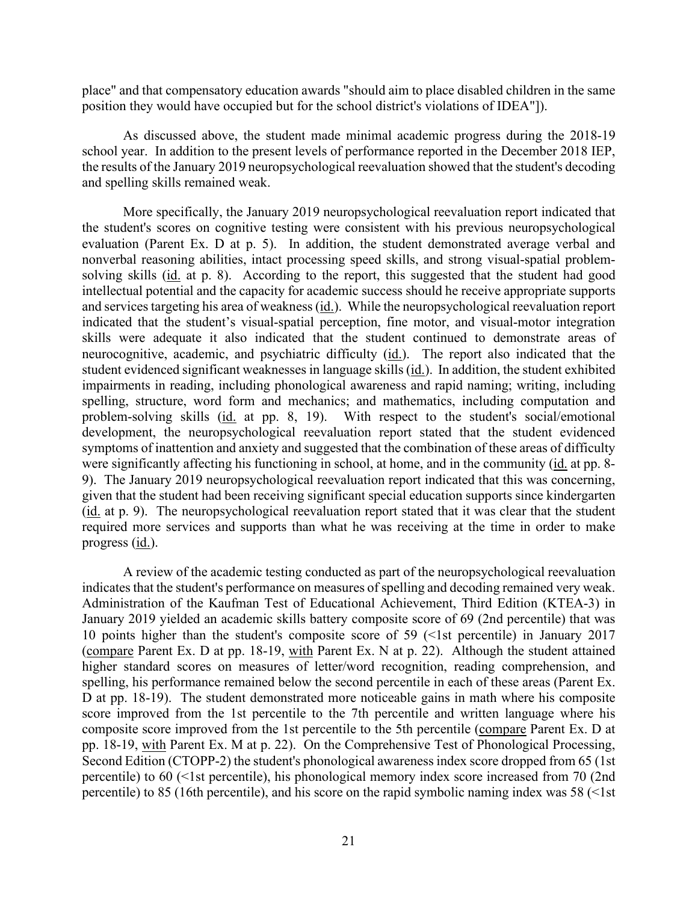place" and that compensatory education awards "should aim to place disabled children in the same position they would have occupied but for the school district's violations of IDEA"]).

As discussed above, the student made minimal academic progress during the 2018-19 school year. In addition to the present levels of performance reported in the December 2018 IEP, the results of the January 2019 neuropsychological reevaluation showed that the student's decoding and spelling skills remained weak.

More specifically, the January 2019 neuropsychological reevaluation report indicated that the student's scores on cognitive testing were consistent with his previous neuropsychological evaluation (Parent Ex. D at p. 5). In addition, the student demonstrated average verbal and nonverbal reasoning abilities, intact processing speed skills, and strong visual-spatial problem-solving skills (id. at p. 8). According to the report, this suggested that the student had good intellectual potential and the capacity for academic success should he receive appropriate supports and services targeting his area of weakness (id.). While the neuropsychological reevaluation report indicated that the student's visual-spatial perception, fine motor, and visual-motor integration skills were adequate it also indicated that the student continued to demonstrate areas of neurocognitive, academic, and psychiatric difficulty (id.). The report also indicated that the student evidenced significant weaknesses in language skills (id.). In addition, the student exhibited impairments in reading, including phonological awareness and rapid naming; writing, including spelling, structure, word form and mechanics; and mathematics, including computation and problem-solving skills (id. at pp. 8, 19). With respect to the student's social/emotional development, the neuropsychological reevaluation report stated that the student evidenced symptoms of inattention and anxiety and suggested that the combination of these areas of difficulty were significantly affecting his functioning in school, at home, and in the community (id. at pp. 8-9). The January 2019 neuropsychological reevaluation report indicated that this was concerning, given that the student had been receiving significant special education supports since kindergarten (id. at p. 9). The neuropsychological reevaluation report stated that it was clear that the student required more services and supports than what he was receiving at the time in order to make progress (id.).

A review of the academic testing conducted as part of the neuropsychological reevaluation indicates that the student's performance on measures of spelling and decoding remained very weak. Administration of the Kaufman Test of Educational Achievement, Third Edition (KTEA-3) in January 2019 yielded an academic skills battery composite score of 69 (2nd percentile) that was 10 points higher than the student's composite score of 59 (<1st percentile) in January 2017 (compare Parent Ex. D at pp. 18-19, with Parent Ex. N at p. 22). Although the student attained higher standard scores on measures of letter/word recognition, reading comprehension, and spelling, his performance remained below the second percentile in each of these areas (Parent Ex. D at pp. 18-19). The student demonstrated more noticeable gains in math where his composite score improved from the 1st percentile to the 7th percentile and written language where his composite score improved from the 1st percentile to the 5th percentile (compare Parent Ex. D at pp. 18-19, with Parent Ex. M at p. 22). On the Comprehensive Test of Phonological Processing, Second Edition (CTOPP-2) the student's phonological awareness index score dropped from 65 (1st percentile) to 60 (<1st percentile), his phonological memory index score increased from 70 (2nd percentile) to 85 (16th percentile), and his score on the rapid symbolic naming index was 58 (<1st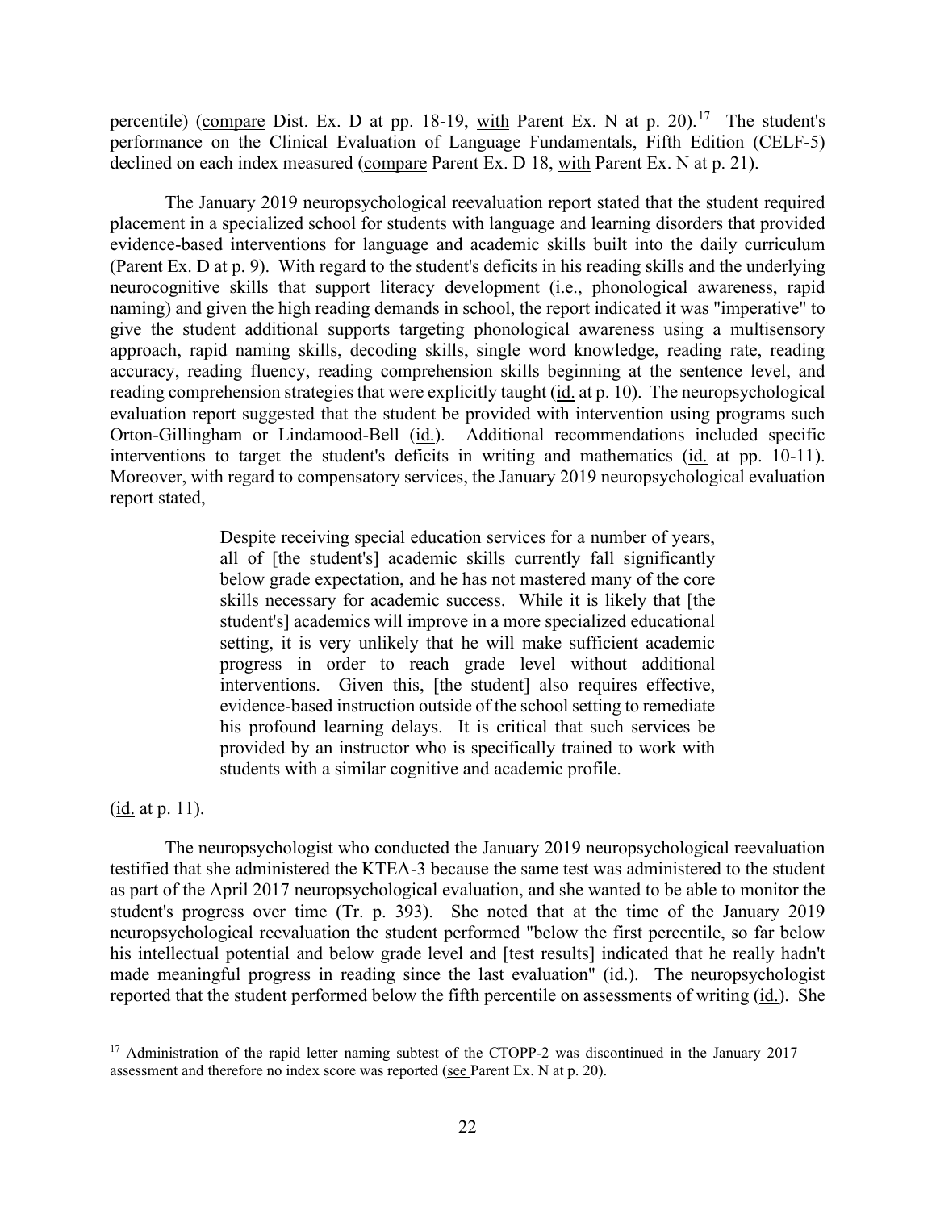percentile) (compare Dist. Ex. D at pp. 18-19, with Parent Ex. N at p. 20).[17] The student's performance on the Clinical Evaluation of Language Fundamentals, Fifth Edition (CELF-5) declined on each index measured (compare Parent Ex. D 18, with Parent Ex. N at p. 21).

The January 2019 neuropsychological reevaluation report stated that the student required placement in a specialized school for students with language and learning disorders that provided evidence-based interventions for language and academic skills built into the daily curriculum (Parent Ex. D at p. 9). With regard to the student's deficits in his reading skills and the underlying neurocognitive skills that support literacy development (i.e., phonological awareness, rapid naming) and given the high reading demands in school, the report indicated it was "imperative" to give the student additional supports targeting phonological awareness using a multisensory approach, rapid naming skills, decoding skills, single word knowledge, reading rate, reading accuracy, reading fluency, reading comprehension skills beginning at the sentence level, and reading comprehension strategies that were explicitly taught (id. at p. 10). The neuropsychological evaluation report suggested that the student be provided with intervention using programs such Orton-Gillingham or Lindamood-Bell (id.). Additional recommendations included specific interventions to target the student's deficits in writing and mathematics (id. at pp. 10-11). Moreover, with regard to compensatory services, the January 2019 neuropsychological evaluation report stated,

> Despite receiving special education services for a number of years, all of [the student's] academic skills currently fall significantly below grade expectation, and he has not mastered many of the core skills necessary for academic success. While it is likely that [the student's] academics will improve in a more specialized educational setting, it is very unlikely that he will make sufficient academic progress in order to reach grade level without additional interventions. Given this, [the student] also requires effective, evidence-based instruction outside of the school setting to remediate his profound learning delays. It is critical that such services be provided by an instructor who is specifically trained to work with students with a similar cognitive and academic profile.

(id. at p. 11).

The neuropsychologist who conducted the January 2019 neuropsychological reevaluation testified that she administered the KTEA-3 because the same test was administered to the student as part of the April 2017 neuropsychological evaluation, and she wanted to be able to monitor the student's progress over time (Tr. p. 393). She noted that at the time of the January 2019 neuropsychological reevaluation the student performed "below the first percentile, so far below his intellectual potential and below grade level and [test results] indicated that he really hadn't made meaningful progress in reading since the last evaluation" (id.). The neuropsychologist reported that the student performed below the fifth percentile on assessments of writing (id.). She

[17] Administration of the rapid letter naming subtest of the CTOPP-2 was discontinued in the January 2017 assessment and therefore no index score was reported (see Parent Ex. N at p. 20).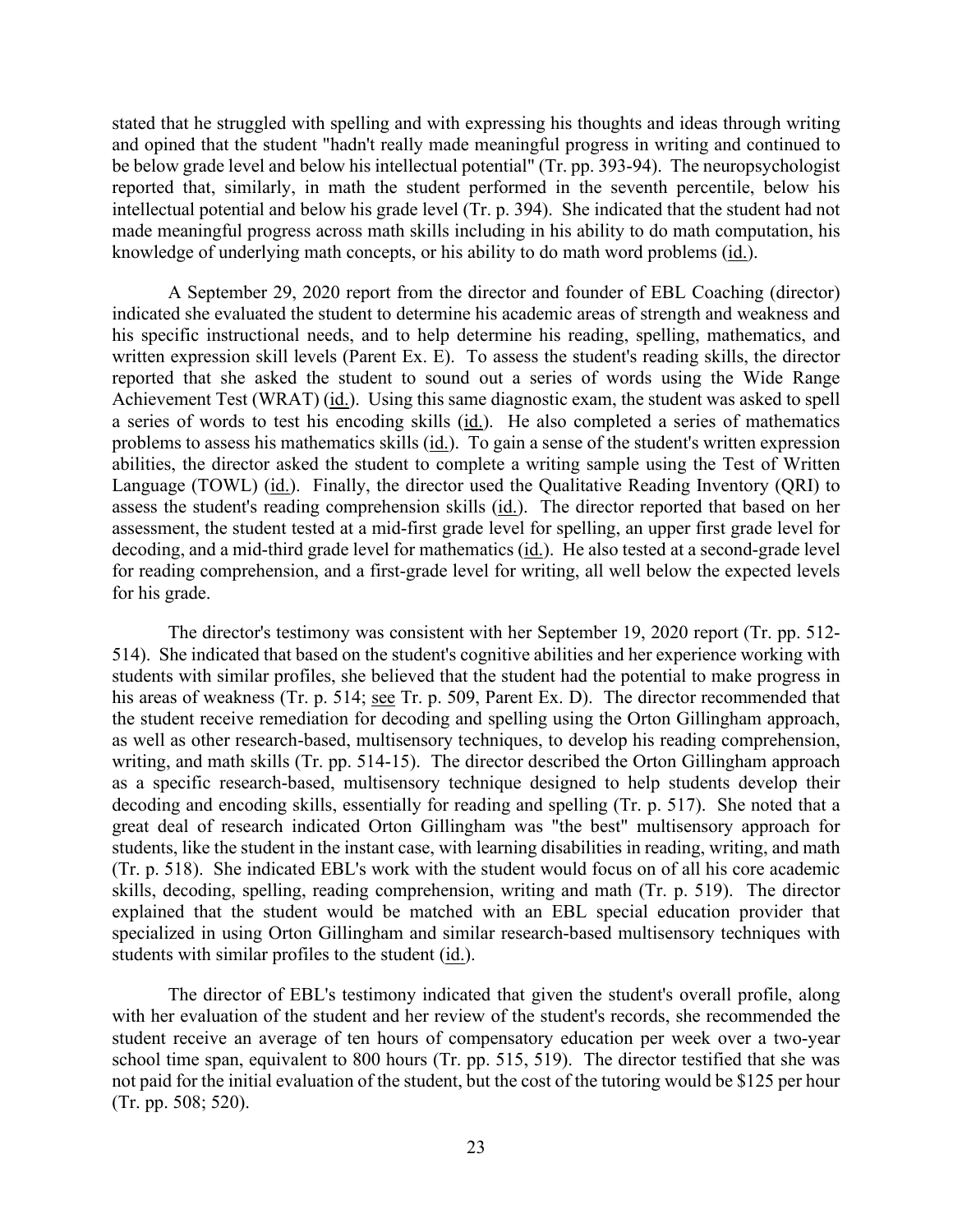stated that he struggled with spelling and with expressing his thoughts and ideas through writing and opined that the student "hadn't really made meaningful progress in writing and continued to be below grade level and below his intellectual potential" (Tr. pp. 393-94). The neuropsychologist reported that, similarly, in math the student performed in the seventh percentile, below his intellectual potential and below his grade level (Tr. p. 394). She indicated that the student had not made meaningful progress across math skills including in his ability to do math computation, his knowledge of underlying math concepts, or his ability to do math word problems (id.).

A September 29, 2020 report from the director and founder of EBL Coaching (director) indicated she evaluated the student to determine his academic areas of strength and weakness and his specific instructional needs, and to help determine his reading, spelling, mathematics, and written expression skill levels (Parent Ex. E). To assess the student's reading skills, the director reported that she asked the student to sound out a series of words using the Wide Range Achievement Test (WRAT) (id.). Using this same diagnostic exam, the student was asked to spell a series of words to test his encoding skills (id.). He also completed a series of mathematics problems to assess his mathematics skills (id.). To gain a sense of the student's written expression abilities, the director asked the student to complete a writing sample using the Test of Written Language (TOWL) (id.). Finally, the director used the Qualitative Reading Inventory (QRI) to assess the student's reading comprehension skills (id.). The director reported that based on her assessment, the student tested at a mid-first grade level for spelling, an upper first grade level for decoding, and a mid-third grade level for mathematics (id.). He also tested at a second-grade level for reading comprehension, and a first-grade level for writing, all well below the expected levels for his grade.

The director's testimony was consistent with her September 19, 2020 report (Tr. pp. 512-514). She indicated that based on the student's cognitive abilities and her experience working with students with similar profiles, she believed that the student had the potential to make progress in his areas of weakness (Tr. p. 514; see Tr. p. 509, Parent Ex. D). The director recommended that the student receive remediation for decoding and spelling using the Orton Gillingham approach, as well as other research-based, multisensory techniques, to develop his reading comprehension, writing, and math skills (Tr. pp. 514-15). The director described the Orton Gillingham approach as a specific research-based, multisensory technique designed to help students develop their decoding and encoding skills, essentially for reading and spelling (Tr. p. 517). She noted that a great deal of research indicated Orton Gillingham was "the best" multisensory approach for students, like the student in the instant case, with learning disabilities in reading, writing, and math (Tr. p. 518). She indicated EBL's work with the student would focus on of all his core academic skills, decoding, spelling, reading comprehension, writing and math (Tr. p. 519). The director explained that the student would be matched with an EBL special education provider that specialized in using Orton Gillingham and similar research-based multisensory techniques with students with similar profiles to the student (id.).

The director of EBL's testimony indicated that given the student's overall profile, along with her evaluation of the student and her review of the student's records, she recommended the student receive an average of ten hours of compensatory education per week over a two-year school time span, equivalent to 800 hours (Tr. pp. 515, 519). The director testified that she was not paid for the initial evaluation of the student, but the cost of the tutoring would be $125 per hour (Tr. pp. 508; 520).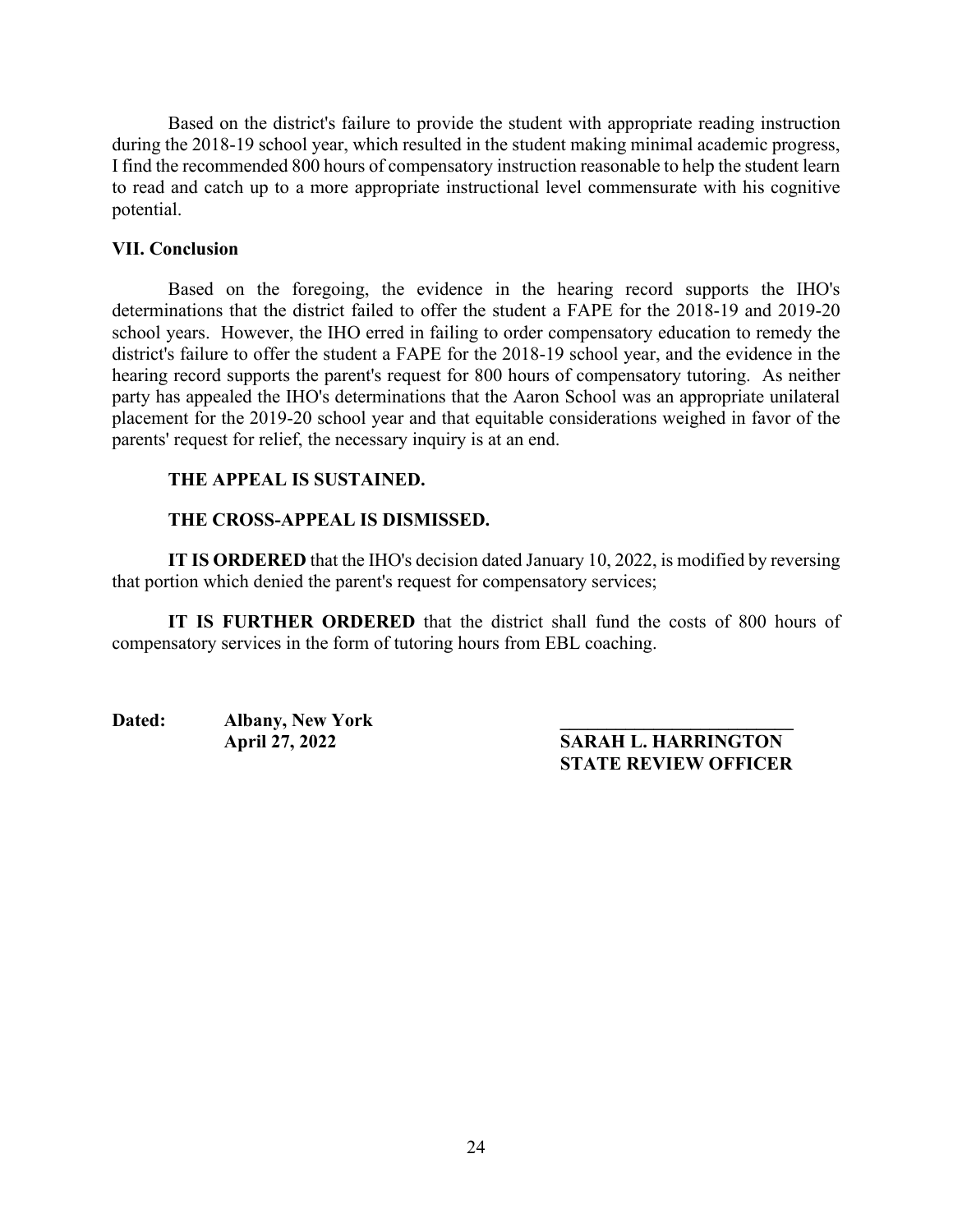Based on the district's failure to provide the student with appropriate reading instruction during the 2018-19 school year, which resulted in the student making minimal academic progress, I find the recommended 800 hours of compensatory instruction reasonable to help the student learn to read and catch up to a more appropriate instructional level commensurate with his cognitive potential.

### VII. Conclusion

Based on the foregoing, the evidence in the hearing record supports the IHO's determinations that the district failed to offer the student a FAPE for the 2018-19 and 2019-20 school years. However, the IHO erred in failing to order compensatory education to remedy the district's failure to offer the student a FAPE for the 2018-19 school year, and the evidence in the hearing record supports the parent's request for 800 hours of compensatory tutoring. As neither party has appealed the IHO's determinations that the Aaron School was an appropriate unilateral placement for the 2019-20 school year and that equitable considerations weighed in favor of the parents' request for relief, the necessary inquiry is at an end.

**THE APPEAL IS SUSTAINED.**

**THE CROSS-APPEAL IS DISMISSED.**

**IT IS ORDERED** that the IHO's decision dated January 10, 2022, is modified by reversing that portion which denied the parent's request for compensatory services;

**IT IS FURTHER ORDERED** that the district shall fund the costs of 800 hours of compensatory services in the form of tutoring hours from EBL coaching.

**Dated: Albany, New York**
**April 27, 2022**

**SARAH L. HARRINGTON**
**STATE REVIEW OFFICER**